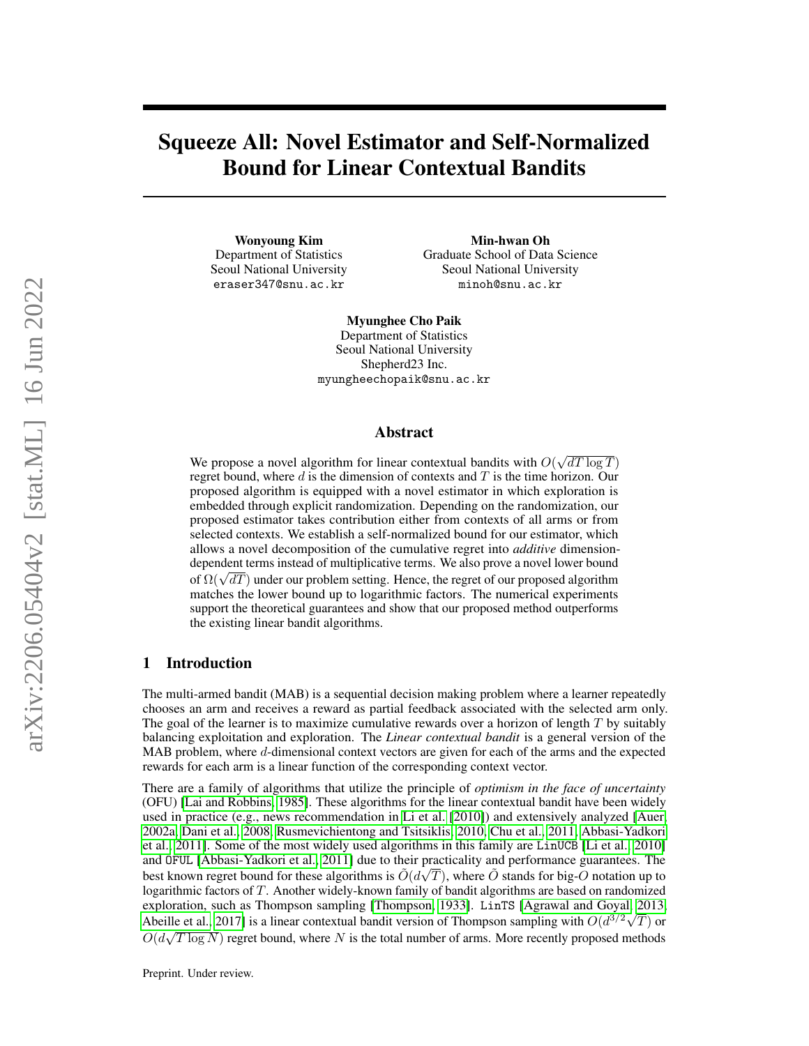# Squeeze All: Novel Estimator and Self-Normalized Bound for Linear Contextual Bandits

**Wonyoung Kim**
Department of Statistics
Seoul National University
eraser347@snu.ac.kr

**Min-hwan Oh**
Graduate School of Data Science
Seoul National University
minoh@snu.ac.kr

**Myunghee Cho Paik**
Department of Statistics
Seoul National University
Shepherd23 Inc.
myungheechopaik@snu.ac.kr

## Abstract

We propose a novel algorithm for linear contextual bandits with $O(\sqrt{dT \log T})$ regret bound, where $d$ is the dimension of contexts and $T$ is the time horizon. Our proposed algorithm is equipped with a novel estimator in which exploration is embedded through explicit randomization. Depending on the randomization, our proposed estimator takes contribution either from contexts of all arms or from selected contexts. We establish a self-normalized bound for our estimator, which allows a novel decomposition of the cumulative regret into *additive* dimension-dependent terms instead of multiplicative terms. We also prove a novel lower bound of $\Omega(\sqrt{dT})$ under our problem setting. Hence, the regret of our proposed algorithm matches the lower bound up to logarithmic factors. The numerical experiments support the theoretical guarantees and show that our proposed method outperforms the existing linear bandit algorithms.

## 1 Introduction

The multi-armed bandit (MAB) is a sequential decision making problem where a learner repeatedly chooses an arm and receives a reward as partial feedback associated with the selected arm only. The goal of the learner is to maximize cumulative rewards over a horizon of length $T$ by suitably balancing exploitation and exploration. The *Linear contextual bandit* is a general version of the MAB problem, where $d$-dimensional context vectors are given for each of the arms and the expected rewards for each arm is a linear function of the corresponding context vector.

There are a family of algorithms that utilize the principle of *optimism in the face of uncertainty* (OFU) [Lai and Robbins, 1985]. These algorithms for the linear contextual bandit have been widely used in practice (e.g., news recommendation in Li et al. [2010]) and extensively analyzed [Auer, 2002a, Dani et al., 2008, Rusmevichientong and Tsitsiklis, 2010, Chu et al., 2011, Abbasi-Yadkori et al., 2011]. Some of the most widely used algorithms in this family are LinUCB [Li et al., 2010] and OFUL [Abbasi-Yadkori et al., 2011] due to their practicality and performance guarantees. The best known regret bound for these algorithms is $\tilde{O}(d\sqrt{T})$, where $\tilde{O}$ stands for big-$O$ notation up to logarithmic factors of $T$. Another widely-known family of bandit algorithms are based on randomized exploration, such as Thompson sampling [Thompson, 1933]. LinTS [Agrawal and Goyal, 2013, Abeille et al., 2017] is a linear contextual bandit version of Thompson sampling with $O(d^{3/2}\sqrt{T})$ or $O(d\sqrt{T \log N})$ regret bound, where $N$ is the total number of arms. More recently proposed methods

Preprint. Under review.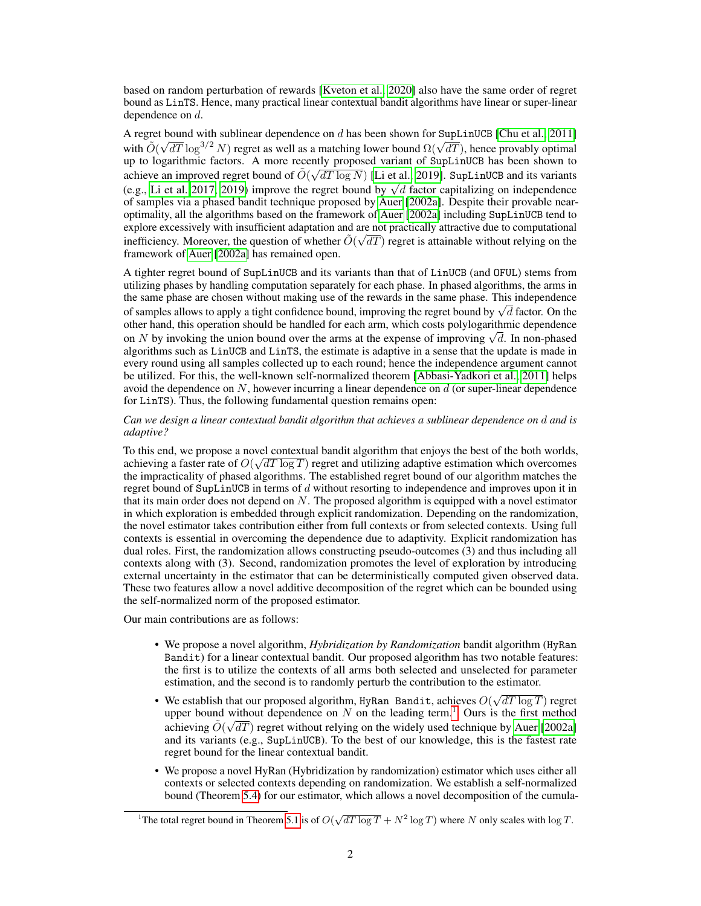based on random perturbation of rewards [Kveton et al., 2020] also have the same order of regret bound as LinTS. Hence, many practical linear contextual bandit algorithms have linear or super-linear dependence on $d$.

A regret bound with sublinear dependence on $d$ has been shown for SupLinUCB [Chu et al., 2011] with $\tilde{O}(\sqrt{dT}\log^{3/2} N)$ regret as well as a matching lower bound $\Omega(\sqrt{dT})$, hence provably optimal up to logarithmic factors. A more recently proposed variant of SupLinUCB has been shown to achieve an improved regret bound of $\tilde{O}(\sqrt{dT \log N})$ [Li et al., 2019]. SupLinUCB and its variants (e.g., Li et al. 2017, 2019) improve the regret bound by $\sqrt{d}$ factor capitalizing on independence of samples via a phased bandit technique proposed by Auer [2002a]. Despite their provable near-optimality, all the algorithms based on the framework of Auer [2002a] including SupLinUCB tend to explore excessively with insufficient adaptation and are not practically attractive due to computational inefficiency. Moreover, the question of whether $\tilde{O}(\sqrt{dT})$ regret is attainable without relying on the framework of Auer [2002a] has remained open.

A tighter regret bound of SupLinUCB and its variants than that of LinUCB (and OFUL) stems from utilizing phases by handling computation separately for each phase. In phased algorithms, the arms in the same phase are chosen without making use of the rewards in the same phase. This independence of samples allows to apply a tight confidence bound, improving the regret bound by $\sqrt{d}$ factor. On the other hand, this operation should be handled for each arm, which costs polylogarithmic dependence on $N$ by invoking the union bound over the arms at the expense of improving $\sqrt{d}$. In non-phased algorithms such as LinUCB and LinTS, the estimate is adaptive in a sense that the update is made in every round using all samples collected up to each round; hence the independence argument cannot be utilized. For this, the well-known self-normalized theorem [Abbasi-Yadkori et al., 2011] helps avoid the dependence on $N$, however incurring a linear dependence on $d$ (or super-linear dependence for LinTS). Thus, the following fundamental question remains open:

*Can we design a linear contextual bandit algorithm that achieves a sublinear dependence on* $d$ *and is adaptive?*

To this end, we propose a novel contextual bandit algorithm that enjoys the best of the both worlds, achieving a faster rate of $O(\sqrt{dT \log T})$ regret and utilizing adaptive estimation which overcomes the impracticality of phased algorithms. The established regret bound of our algorithm matches the regret bound of SupLinUCB in terms of $d$ without resorting to independence and improves upon it in that its main order does not depend on $N$. The proposed algorithm is equipped with a novel estimator in which exploration is embedded through explicit randomization. Depending on the randomization, the novel estimator takes contribution either from full contexts or from selected contexts. Using full contexts is essential in overcoming the dependence due to adaptivity. Explicit randomization has dual roles. First, the randomization allows constructing pseudo-outcomes (3) and thus including all contexts along with (3). Second, randomization promotes the level of exploration by introducing external uncertainty in the estimator that can be deterministically computed given observed data. These two features allow a novel additive decomposition of the regret which can be bounded using the self-normalized norm of the proposed estimator.

Our main contributions are as follows:

- We propose a novel algorithm, *Hybridization by Randomization* bandit algorithm (HyRan Bandit) for a linear contextual bandit. Our proposed algorithm has two notable features: the first is to utilize the contexts of all arms both selected and unselected for parameter estimation, and the second is to randomly perturb the contribution to the estimator.
- We establish that our proposed algorithm, HyRan Bandit, achieves $O(\sqrt{dT \log T})$ regret upper bound without dependence on $N$ on the leading term.[1] Ours is the first method achieving $\tilde{O}(\sqrt{dT})$ regret without relying on the widely used technique by Auer [2002a] and its variants (e.g., SupLinUCB). To the best of our knowledge, this is the fastest rate regret bound for the linear contextual bandit.
- We propose a novel HyRan (Hybridization by randomization) estimator which uses either all contexts or selected contexts depending on randomization. We establish a self-normalized bound (Theorem 5.4) for our estimator, which allows a novel decomposition of the cumula-

[1]The total regret bound in Theorem 5.1 is of $O(\sqrt{dT \log T} + N^2 \log T)$ where $N$ only scales with $\log T$.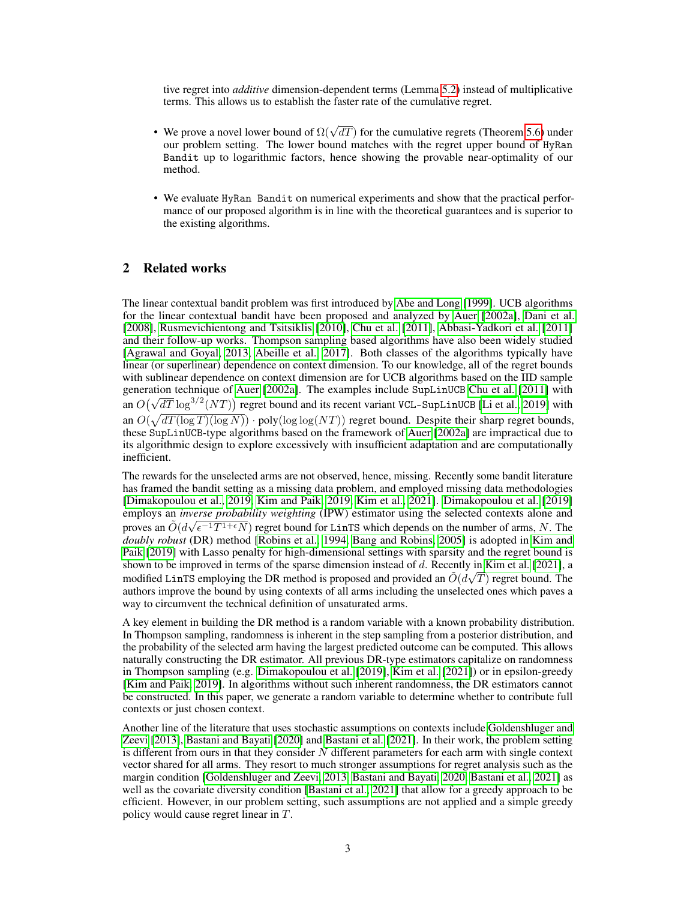tive regret into *additive* dimension-dependent terms (Lemma 5.2) instead of multiplicative terms. This allows us to establish the faster rate of the cumulative regret.

- We prove a novel lower bound of $\Omega(\sqrt{dT})$ for the cumulative regrets (Theorem 5.6) under our problem setting. The lower bound matches with the regret upper bound of HyRan Bandit up to logarithmic factors, hence showing the provable near-optimality of our method.
- We evaluate HyRan Bandit on numerical experiments and show that the practical performance of our proposed algorithm is in line with the theoretical guarantees and is superior to the existing algorithms.

## 2 Related works

The linear contextual bandit problem was first introduced by Abe and Long [1999]. UCB algorithms for the linear contextual bandit have been proposed and analyzed by Auer [2002a], Dani et al. [2008], Rusmevichientong and Tsitsiklis [2010], Chu et al. [2011], Abbasi-Yadkori et al. [2011] and their follow-up works. Thompson sampling based algorithms have also been widely studied [Agrawal and Goyal, 2013, Abeille et al., 2017]. Both classes of the algorithms typically have linear (or superlinear) dependence on context dimension. To our knowledge, all of the regret bounds with sublinear dependence on context dimension are for UCB algorithms based on the IID sample generation technique of Auer [2002a]. The examples include SupLinUCB Chu et al. [2011] with an $O\big(\sqrt{dT}\log^{3/2}(NT)\big)$ regret bound and its recent variant VCL-SupLinUCB [Li et al., 2019] with an $O\big(\sqrt{dT(\log T)(\log N)}\big)\cdot\mathrm{poly}(\log\log(NT))$ regret bound. Despite their sharp regret bounds, these SupLinUCB-type algorithms based on the framework of Auer [2002a] are impractical due to its algorithmic design to explore excessively with insufficient adaptation and are computationally inefficient.

The rewards for the unselected arms are not observed, hence, missing. Recently some bandit literature has framed the bandit setting as a missing data problem, and employed missing data methodologies [Dimakopoulou et al., 2019, Kim and Paik, 2019, Kim et al., 2021]. Dimakopoulou et al. [2019] employs an *inverse probability weighting* (IPW) estimator using the selected contexts alone and proves an $\tilde{O}(d\sqrt{\epsilon^{-1}T^{1+\epsilon}N})$ regret bound for LinTS which depends on the number of arms, $N$. The *doubly robust* (DR) method [Robins et al., 1994, Bang and Robins, 2005] is adopted in Kim and Paik [2019] with Lasso penalty for high-dimensional settings with sparsity and the regret bound is shown to be improved in terms of the sparse dimension instead of $d$. Recently in Kim et al. [2021], a modified LinTS employing the DR method is proposed and provided an $\tilde{O}(d\sqrt{T})$ regret bound. The authors improve the bound by using contexts of all arms including the unselected ones which paves a way to circumvent the technical definition of unsaturated arms.

A key element in building the DR method is a random variable with a known probability distribution. In Thompson sampling, randomness is inherent in the step sampling from a posterior distribution, and the probability of the selected arm having the largest predicted outcome can be computed. This allows naturally constructing the DR estimator. All previous DR-type estimators capitalize on randomness in Thompson sampling (e.g. Dimakopoulou et al. [2019], Kim et al. [2021]) or in epsilon-greedy [Kim and Paik, 2019]. In algorithms without such inherent randomness, the DR estimators cannot be constructed. In this paper, we generate a random variable to determine whether to contribute full contexts or just chosen context.

Another line of the literature that uses stochastic assumptions on contexts include Goldenshluger and Zeevi [2013], Bastani and Bayati [2020] and Bastani et al. [2021]. In their work, the problem setting is different from ours in that they consider $N$ different parameters for each arm with single context vector shared for all arms. They resort to much stronger assumptions for regret analysis such as the margin condition [Goldenshluger and Zeevi, 2013, Bastani and Bayati, 2020, Bastani et al., 2021] as well as the covariate diversity condition [Bastani et al., 2021] that allow for a greedy approach to be efficient. However, in our problem setting, such assumptions are not applied and a simple greedy policy would cause regret linear in $T$.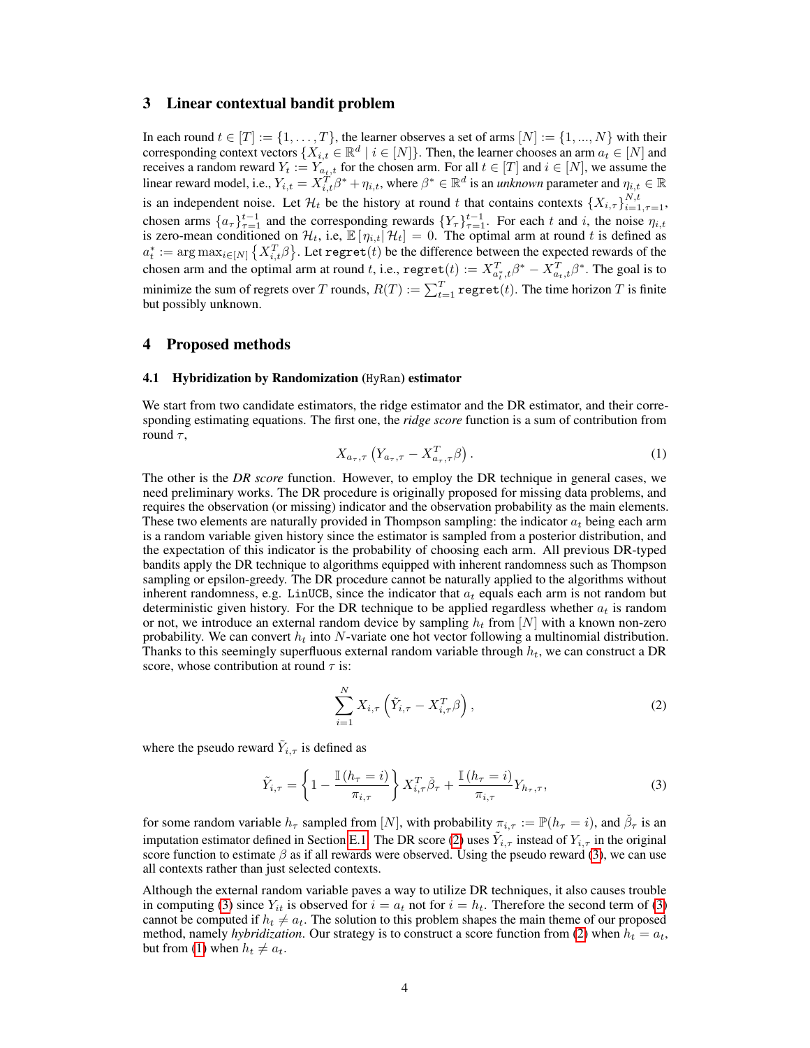## 3 Linear contextual bandit problem

In each round $t \in [T] := \{1, \ldots, T\}$, the learner observes a set of arms $[N] := \{1, ..., N\}$ with their corresponding context vectors $\{X_{i,t} \in \mathbb{R}^d \mid i \in [N]\}$. Then, the learner chooses an arm $a_t \in [N]$ and receives a random reward $Y_t := Y_{a_t,t}$ for the chosen arm. For all $t \in [T]$ and $i \in [N]$, we assume the linear reward model, i.e., $Y_{i,t} = X_{i,t}^T \beta^* + \eta_{i,t}$, where $\beta^* \in \mathbb{R}^d$ is an *unknown* parameter and $\eta_{i,t} \in \mathbb{R}$ is an independent noise. Let $\mathcal{H}_t$ be the history at round $t$ that contains contexts $\{X_{i,\tau}\}_{i=1,\tau=1}^{N,t}$, chosen arms $\{a_\tau\}_{\tau=1}^{t-1}$ and the corresponding rewards $\{Y_\tau\}_{\tau=1}^{t-1}$. For each $t$ and $i$, the noise $\eta_{i,t}$ is zero-mean conditioned on $\mathcal{H}_t$, i.e, $\mathbb{E}[\eta_{i,t} | \mathcal{H}_t] = 0$. The optimal arm at round $t$ is defined as $a_t^* := \arg\max_{i \in [N]} \{X_{i,t}^T \beta\}$. Let $\texttt{regret}(t)$ be the difference between the expected rewards of the chosen arm and the optimal arm at round $t$, i.e., $\texttt{regret}(t) := X_{a_t^*,t}^T \beta^* - X_{a_t,t}^T \beta^*$. The goal is to minimize the sum of regrets over $T$ rounds, $R(T) := \sum_{t=1}^T \texttt{regret}(t)$. The time horizon $T$ is finite but possibly unknown.

## 4 Proposed methods

### 4.1 Hybridization by Randomization (HyRan) estimator

We start from two candidate estimators, the ridge estimator and the DR estimator, and their corresponding estimating equations. The first one, the *ridge score* function is a sum of contribution from round $\tau$,

$$X_{a_\tau,\tau} \left( Y_{a_\tau,\tau} - X_{a_\tau,\tau}^T \beta \right). \tag{1}$$

The other is the *DR score* function. However, to employ the DR technique in general cases, we need preliminary works. The DR procedure is originally proposed for missing data problems, and requires the observation (or missing) indicator and the observation probability as the main elements. These two elements are naturally provided in Thompson sampling: the indicator $a_t$ being each arm is a random variable given history since the estimator is sampled from a posterior distribution, and the expectation of this indicator is the probability of choosing each arm. All previous DR-typed bandits apply the DR technique to algorithms equipped with inherent randomness such as Thompson sampling or epsilon-greedy. The DR procedure cannot be naturally applied to the algorithms without inherent randomness, e.g. LinUCB, since the indicator that $a_t$ equals each arm is not random but deterministic given history. For the DR technique to be applied regardless whether $a_t$ is random or not, we introduce an external random device by sampling $h_t$ from $[N]$ with a known non-zero probability. We can convert $h_t$ into $N$-variate one hot vector following a multinomial distribution. Thanks to this seemingly superfluous external random variable through $h_t$, we can construct a DR score, whose contribution at round $\tau$ is:

$$\sum_{i=1}^N X_{i,\tau} \left( \tilde{Y}_{i,\tau} - X_{i,\tau}^T \beta \right), \tag{2}$$

where the pseudo reward $\tilde{Y}_{i,\tau}$ is defined as

$$\tilde{Y}_{i,\tau} = \left\{ 1 - \frac{\mathbb{I}(h_\tau = i)}{\pi_{i,\tau}} \right\} X_{i,\tau}^T \check{\beta}_\tau + \frac{\mathbb{I}(h_\tau = i)}{\pi_{i,\tau}} Y_{h_\tau,\tau}, \tag{3}$$

for some random variable $h_\tau$ sampled from $[N]$, with probability $\pi_{i,\tau} := \mathbb{P}(h_\tau = i)$, and $\check{\beta}_\tau$ is an imputation estimator defined in Section E.1. The DR score (2) uses $\tilde{Y}_{i,\tau}$ instead of $Y_{i,\tau}$ in the original score function to estimate $\beta$ as if all rewards were observed. Using the pseudo reward (3), we can use all contexts rather than just selected contexts.

Although the external random variable paves a way to utilize DR techniques, it also causes trouble in computing (3) since $Y_{it}$ is observed for $i = a_t$ not for $i = h_t$. Therefore the second term of (3) cannot be computed if $h_t \neq a_t$. The solution to this problem shapes the main theme of our proposed method, namely *hybridization*. Our strategy is to construct a score function from (2) when $h_t = a_t$, but from (1) when $h_t \neq a_t$.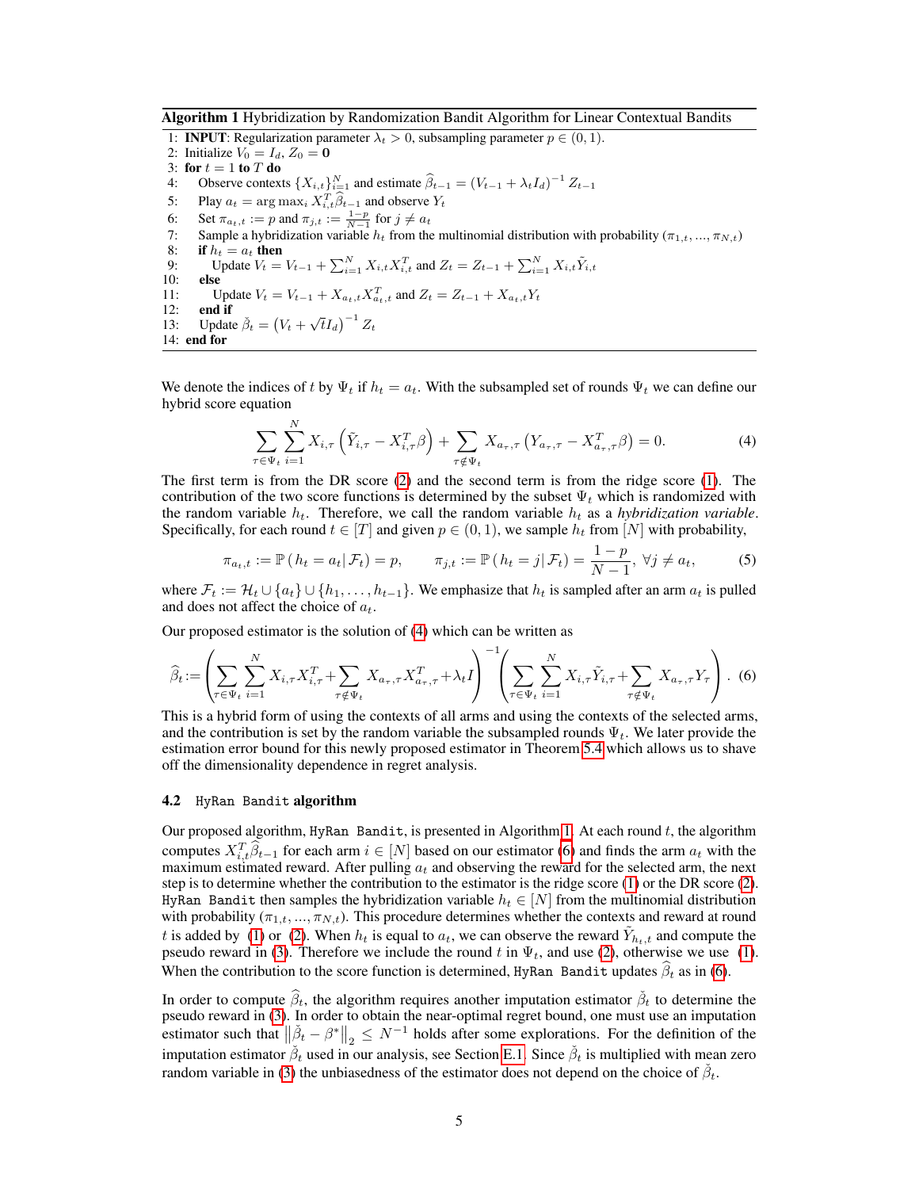**Algorithm 1** Hybridization by Randomization Bandit Algorithm for Linear Contextual Bandits

```
1:  INPUT: Regularization parameter λ_t > 0, subsampling parameter p ∈ (0, 1).
2:  Initialize V_0 = I_d, Z_0 = 0
3:  for t = 1 to T do
4:      Observe contexts {X_{i,t}}_{i=1}^N and estimate β̂_{t-1} = (V_{t-1} + λ_t I_d)^{-1} Z_{t-1}
5:      Play a_t = argmax_i X_{i,t}^T β̂_{t-1} and observe Y_t
6:      Set π_{a_t,t} := p and π_{j,t} := (1-p)/(N-1) for j ≠ a_t
7:      Sample a hybridization variable h_t from the multinomial distribution with probability (π_{1,t}, ..., π_{N,t})
8:      if h_t = a_t then
9:          Update V_t = V_{t-1} + Σ_{i=1}^N X_{i,t} X_{i,t}^T and Z_t = Z_{t-1} + Σ_{i=1}^N X_{i,t} Ỹ_{i,t}
10:     else
11:         Update V_t = V_{t-1} + X_{a_t,t} X_{a_t,t}^T and Z_t = Z_{t-1} + X_{a_t,t} Y_t
12:     end if
13:     Update β̌_t = (V_t + √t I_d)^{-1} Z_t
14: end for
```

We denote the indices of $t$ by $\Psi_t$ if $h_t = a_t$. With the subsampled set of rounds $\Psi_t$ we can define our hybrid score equation

$$\sum_{\tau \in \Psi_t} \sum_{i=1}^{N} X_{i,\tau} \left( \tilde{Y}_{i,\tau} - X_{i,\tau}^T \beta \right) + \sum_{\tau \notin \Psi_t} X_{a_\tau,\tau} \left( Y_{a_\tau,\tau} - X_{a_\tau,\tau}^T \beta \right) = 0. \tag{4}$$

The first term is from the DR score (2) and the second term is from the ridge score (1). The contribution of the two score functions is determined by the subset $\Psi_t$ which is randomized with the random variable $h_t$. Therefore, we call the random variable $h_t$ as a *hybridization variable*. Specifically, for each round $t \in [T]$ and given $p \in (0, 1)$, we sample $h_t$ from $[N]$ with probability,

$$\pi_{a_t,t} := \mathbb{P}\left( h_t = a_t \middle| \mathcal{F}_t \right) = p, \qquad \pi_{j,t} := \mathbb{P}\left( h_t = j \middle| \mathcal{F}_t \right) = \frac{1-p}{N-1}, \; \forall j \neq a_t, \tag{5}$$

where $\mathcal{F}_t := \mathcal{H}_t \cup \{a_t\} \cup \{h_1, \ldots, h_{t-1}\}$. We emphasize that $h_t$ is sampled after an arm $a_t$ is pulled and does not affect the choice of $a_t$.

Our proposed estimator is the solution of (4) which can be written as

$$\widehat{\beta}_t := \left( \sum_{\tau \in \Psi_t} \sum_{i=1}^{N} X_{i,\tau} X_{i,\tau}^T + \sum_{\tau \notin \Psi_t} X_{a_\tau,\tau} X_{a_\tau,\tau}^T + \lambda_t I \right)^{-1} \left( \sum_{\tau \in \Psi_t} \sum_{i=1}^{N} X_{i,\tau} \tilde{Y}_{i,\tau} + \sum_{\tau \notin \Psi_t} X_{a_\tau,\tau} Y_\tau \right). \tag{6}$$

This is a hybrid form of using the contexts of all arms and using the contexts of the selected arms, and the contribution is set by the random variable the subsampled rounds $\Psi_t$. We later provide the estimation error bound for this newly proposed estimator in Theorem 5.4 which allows us to shave off the dimensionality dependence in regret analysis.

### 4.2 HyRan Bandit algorithm

Our proposed algorithm, HyRan Bandit, is presented in Algorithm 1. At each round $t$, the algorithm computes $X_{i,t}^T \widehat{\beta}_{t-1}$ for each arm $i \in [N]$ based on our estimator (6) and finds the arm $a_t$ with the maximum estimated reward. After pulling $a_t$ and observing the reward for the selected arm, the next step is to determine whether the contribution to the estimator is the ridge score (1) or the DR score (2). HyRan Bandit then samples the hybridization variable $h_t \in [N]$ from the multinomial distribution with probability $(\pi_{1,t}, \ldots, \pi_{N,t})$. This procedure determines whether the contexts and reward at round $t$ is added by (1) or (2). When $h_t$ is equal to $a_t$, we can observe the reward $\tilde{Y}_{h_t,t}$ and compute the pseudo reward in (3). Therefore we include the round $t$ in $\Psi_t$, and use (2), otherwise we use (1). When the contribution to the score function is determined, HyRan Bandit updates $\widehat{\beta}_t$ as in (6).

In order to compute $\widehat{\beta}_t$, the algorithm requires another imputation estimator $\check{\beta}_t$ to determine the pseudo reward in (3). In order to obtain the near-optimal regret bound, one must use an imputation estimator such that $\left\| \check{\beta}_t - \beta^* \right\|_2 \leq N^{-1}$ holds after some explorations. For the definition of the imputation estimator $\check{\beta}_t$ used in our analysis, see Section E.1. Since $\check{\beta}_t$ is multiplied with mean zero random variable in (3) the unbiasedness of the estimator does not depend on the choice of $\check{\beta}_t$.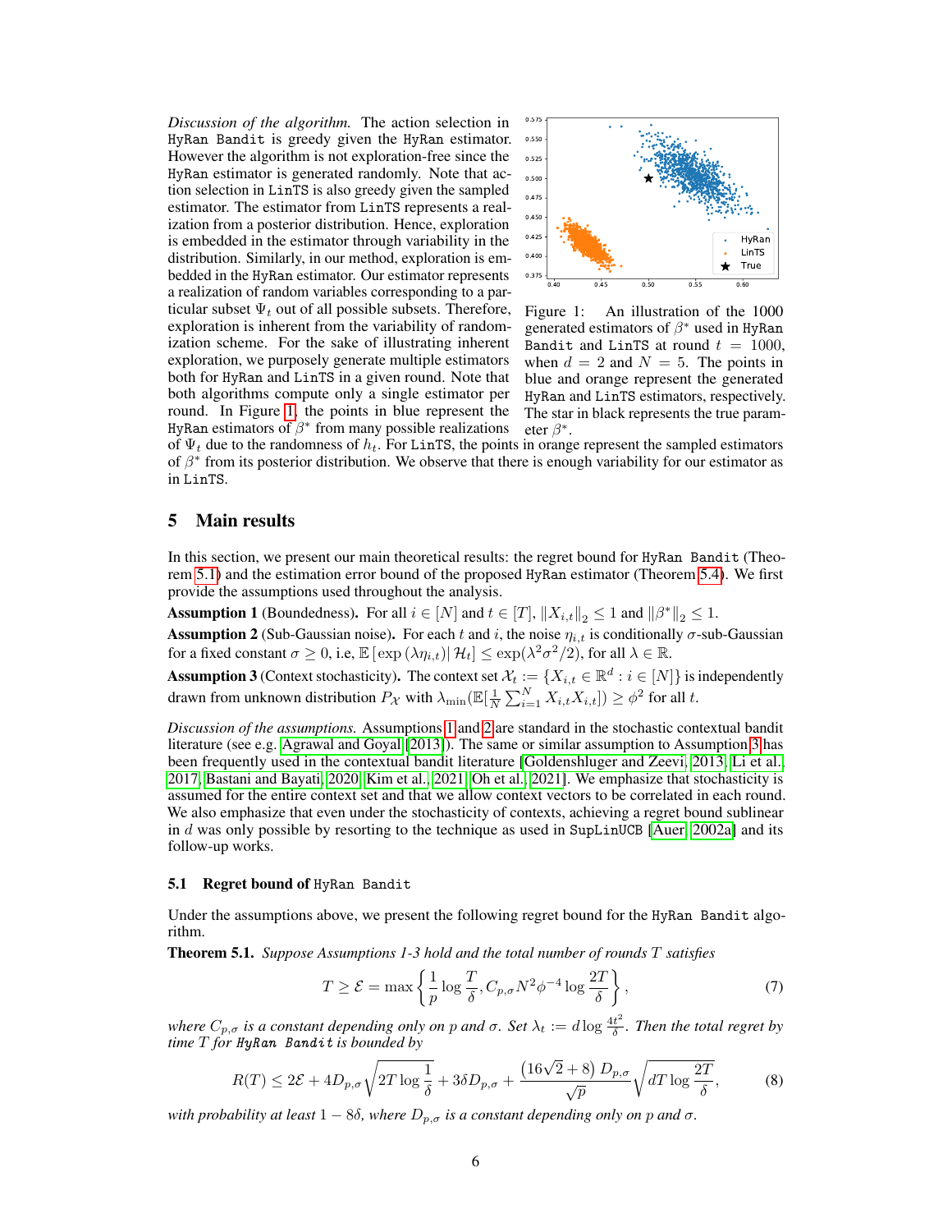*Discussion of the algorithm.* The action selection in HyRan Bandit is greedy given the HyRan estimator. However the algorithm is not exploration-free since the HyRan estimator is generated randomly. Note that action selection in LinTS is also greedy given the sampled estimator. The estimator from LinTS represents a realization from a posterior distribution. Hence, exploration is embedded in the estimator through variability in the distribution. Similarly, in our method, exploration is embedded in the HyRan estimator. Our estimator represents a realization of random variables corresponding to a particular subset $\Psi_t$ out of all possible subsets. Therefore, exploration is inherent from the variability of randomization scheme. For the sake of illustrating inherent exploration, we purposely generate multiple estimators both for HyRan and LinTS in a given round. Note that both algorithms compute only a single estimator per round. In Figure 1, the points in blue represent the HyRan estimators of $\beta^*$ from many possible realizations of $\Psi_t$ due to the randomness of $h_t$. For LinTS, the points in orange represent the sampled estimators of $\beta^*$ from its posterior distribution. We observe that there is enough variability for our estimator as in LinTS.

Figure 1: An illustration of the 1000 generated estimators of $\beta^*$ used in HyRan Bandit and LinTS at round $t = 1000$, when $d = 2$ and $N = 5$. The points in blue and orange represent the generated HyRan and LinTS estimators, respectively. The star in black represents the true parameter $\beta^*$.

## 5 Main results

In this section, we present our main theoretical results: the regret bound for HyRan Bandit (Theorem 5.1) and the estimation error bound of the proposed HyRan estimator (Theorem 5.4). We first provide the assumptions used throughout the analysis.

**Assumption 1** (Boundedness). For all $i \in [N]$ and $t \in [T]$, $\|X_{i,t}\|_2 \leq 1$ and $\|\beta^*\|_2 \leq 1$.

**Assumption 2** (Sub-Gaussian noise). For each $t$ and $i$, the noise $\eta_{i,t}$ is conditionally $\sigma$-sub-Gaussian for a fixed constant $\sigma \geq 0$, i.e, $\mathbb{E}\left[\exp\left(\lambda \eta_{i,t}\right) \middle| \mathcal{H}_t\right] \leq \exp(\lambda^2\sigma^2/2)$, for all $\lambda \in \mathbb{R}$.

**Assumption 3** (Context stochasticity). The context set $\mathcal{X}_t := \{X_{i,t} \in \mathbb{R}^d : i \in [N]\}$ is independently drawn from unknown distribution $P_{\mathcal{X}}$ with $\lambda_{\min}(\mathbb{E}[\frac{1}{N}\sum_{i=1}^N X_{i,t}X_{i,t}]) \geq \phi^2$ for all $t$.

*Discussion of the assumptions.* Assumptions 1 and 2 are standard in the stochastic contextual bandit literature (see e.g. Agrawal and Goyal [2013]). The same or similar assumption to Assumption 3 has been frequently used in the contextual bandit literature [Goldenshluger and Zeevi, 2013, Li et al., 2017, Bastani and Bayati, 2020, Kim et al., 2021, Oh et al., 2021]. We emphasize that stochasticity is assumed for the entire context set and that we allow context vectors to be correlated in each round. We also emphasize that even under the stochasticity of contexts, achieving a regret bound sublinear in $d$ was only possible by resorting to the technique as used in SupLinUCB [Auer, 2002a] and its follow-up works.

### 5.1 Regret bound of HyRan Bandit

Under the assumptions above, we present the following regret bound for the HyRan Bandit algorithm.

**Theorem 5.1.** *Suppose Assumptions 1-3 hold and the total number of rounds $T$ satisfies*

$$T \geq \mathcal{E} = \max\left\{\frac{1}{p}\log\frac{T}{\delta}, C_{p,\sigma}N^2\phi^{-4}\log\frac{2T}{\delta}\right\}, \tag{7}$$

*where $C_{p,\sigma}$ is a constant depending only on $p$ and $\sigma$. Set $\lambda_t := d\log\frac{4t^2}{\delta}$. Then the total regret by time $T$ for HyRan Bandit is bounded by*

$$R(T) \leq 2\mathcal{E} + 4D_{p,\sigma}\sqrt{2T\log\frac{1}{\delta}} + 3\delta D_{p,\sigma} + \frac{\left(16\sqrt{2}+8\right)D_{p,\sigma}}{\sqrt{p}}\sqrt{dT\log\frac{2T}{\delta}}, \tag{8}$$

*with probability at least $1-8\delta$, where $D_{p,\sigma}$ is a constant depending only on $p$ and $\sigma$.*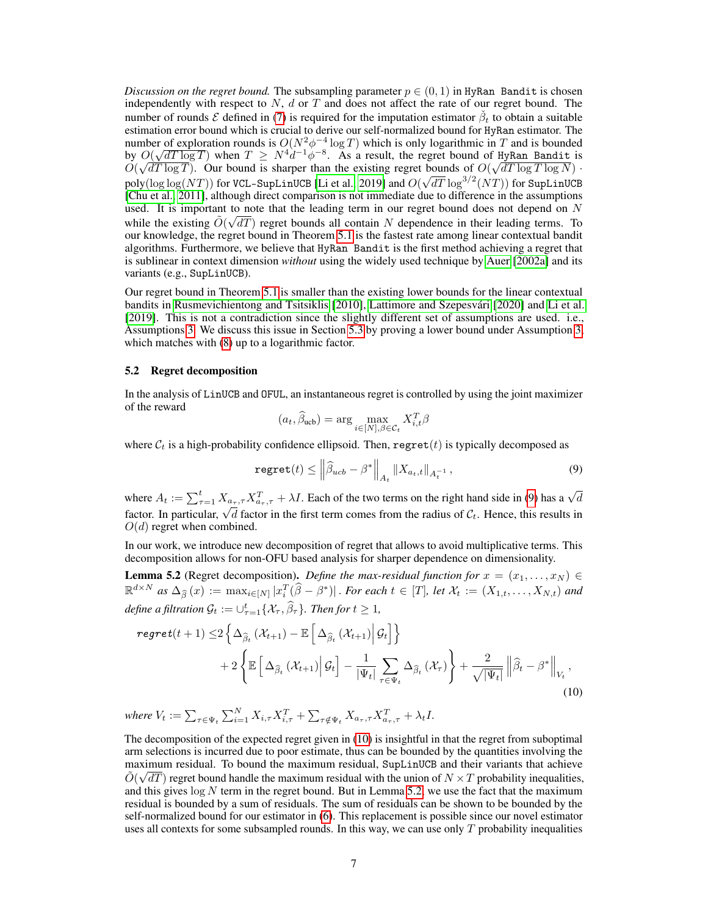*Discussion on the regret bound.* The subsampling parameter $p \in (0, 1)$ in `HyRan Bandit` is chosen independently with respect to $N$, $d$ or $T$ and does not affect the rate of our regret bound. The number of rounds $\mathcal{E}$ defined in (7) is required for the imputation estimator $\check{\beta}_t$ to obtain a suitable estimation error bound which is crucial to derive our self-normalized bound for `HyRan` estimator. The number of exploration rounds is $O(N^2\phi^{-4}\log T)$ which is only logarithmic in $T$ and is bounded by $O(\sqrt{dT\log T})$ when $T \geq N^4 d^{-1}\phi^{-8}$. As a result, the regret bound of `HyRan Bandit` is $O(\sqrt{dT\log T})$. Our bound is sharper than the existing regret bounds of $O(\sqrt{dT\log T \log N}) \cdot \text{poly}(\log\log(NT))$ for `VCL-SupLinUCB` [Li et al., 2019] and $O(\sqrt{dT}\log^{3/2}(NT))$ for `SupLinUCB` [Chu et al., 2011], although direct comparison is not immediate due to difference in the assumptions used. It is important to note that the leading term in our regret bound does not depend on $N$ while the existing $\tilde{O}(\sqrt{dT})$ regret bounds all contain $N$ dependence in their leading terms. To our knowledge, the regret bound in Theorem 5.1 is the fastest rate among linear contextual bandit algorithms. Furthermore, we believe that `HyRan Bandit` is the first method achieving a regret that is sublinear in context dimension *without* using the widely used technique by Auer [2002a] and its variants (e.g., `SupLinUCB`).

Our regret bound in Theorem 5.1 is smaller than the existing lower bounds for the linear contextual bandits in [Rusmevichientong and Tsitsiklis, 2010], Lattimore and Szepesvári [2020] and Li et al. [2019]. This is not a contradiction since the slightly different set of assumptions are used. i.e., Assumptions 3. We discuss this issue in Section 5.3 by proving a lower bound under Assumption 3, which matches with (8) up to a logarithmic factor.

### 5.2 Regret decomposition

In the analysis of `LinUCB` and `OFUL`, an instantaneous regret is controlled by using the joint maximizer of the reward

$$(a_t, \widehat{\beta}_{\text{ucb}}) = \arg\max_{i\in[N],\beta\in\mathcal{C}_t} X_{i,t}^T\beta$$

where $\mathcal{C}_t$ is a high-probability confidence ellipsoid. Then, `regret`$(t)$ is typically decomposed as

$$\texttt{regret}(t) \leq \left\|\widehat{\beta}_{ucb} - \beta^*\right\|_{A_t} \|X_{a_t,t}\|_{A_t^{-1}}, \tag{9}$$

where $A_t := \sum_{\tau=1}^t X_{a_\tau,\tau}X_{a_\tau,\tau}^T + \lambda I$. Each of the two terms on the right hand side in (9) has a $\sqrt{d}$ factor. In particular, $\sqrt{d}$ factor in the first term comes from the radius of $\mathcal{C}_t$. Hence, this results in $O(d)$ regret when combined.

In our work, we introduce new decomposition of regret that allows to avoid multiplicative terms. This decomposition allows for non-OFU based analysis for sharper dependence on dimensionality.

**Lemma 5.2** (Regret decomposition)**.** *Define the max-residual function for $x = (x_1, \ldots, x_N) \in \mathbb{R}^{d\times N}$ as $\Delta_{\widehat{\beta}}(x) := \max_{i\in[N]} |x_i^T(\widehat{\beta} - \beta^*)|$. For each $t \in [T]$, let $\mathcal{X}_t := (X_{1,t}, \ldots, X_{N,t})$ and define a filtration $\mathcal{G}_t := \cup_{\tau=1}^t\{\mathcal{X}_\tau, \widehat{\beta}_\tau\}$. Then for $t \geq 1$,*

$$\begin{aligned}\textit{regret}(t+1) \leq& 2\left\{\Delta_{\widehat{\beta}_t}(\mathcal{X}_{t+1}) - \mathbb{E}\left[\Delta_{\widehat{\beta}_t}(\mathcal{X}_{t+1})\middle|\mathcal{G}_t\right]\right\} \\ &+ 2\left\{\mathbb{E}\left[\Delta_{\widehat{\beta}_t}(\mathcal{X}_{t+1})\middle|\mathcal{G}_t\right] - \frac{1}{|\Psi_t|}\sum_{\tau\in\Psi_t}\Delta_{\widehat{\beta}_t}(\mathcal{X}_\tau)\right\} + \frac{2}{\sqrt{|\Psi_t|}}\left\|\widehat{\beta}_t - \beta^*\right\|_{V_t},\end{aligned} \tag{10}$$

*where $V_t := \sum_{\tau\in\Psi_t}\sum_{i=1}^N X_{i,\tau}X_{i,\tau}^T + \sum_{\tau\notin\Psi_t} X_{a_\tau,\tau}X_{a_\tau,\tau}^T + \lambda_t I$.*

The decomposition of the expected regret given in (10) is insightful in that the regret from suboptimal arm selections is incurred due to poor estimate, thus can be bounded by the quantities involving the maximum residual. To bound the maximum residual, `SupLinUCB` and their variants that achieve $\tilde{O}(\sqrt{dT})$ regret bound handle the maximum residual with the union of $N \times T$ probability inequalities, and this gives $\log N$ term in the regret bound. But in Lemma 5.2, we use the fact that the maximum residual is bounded by a sum of residuals. The sum of residuals can be shown to be bounded by the self-normalized bound for our estimator in (6). This replacement is possible since our novel estimator uses all contexts for some subsampled rounds. In this way, we can use only $T$ probability inequalities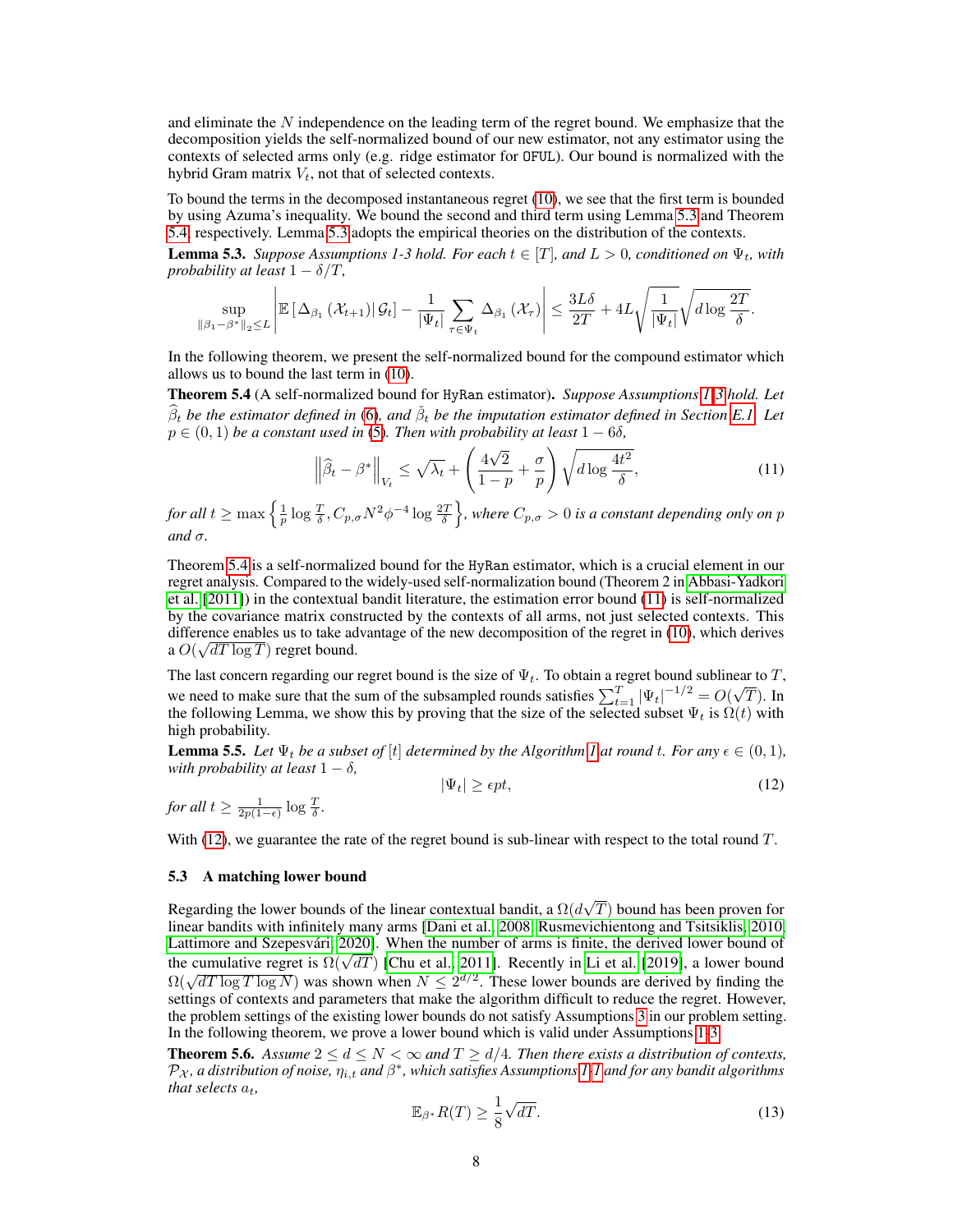and eliminate the $N$ independence on the leading term of the regret bound. We emphasize that the decomposition yields the self-normalized bound of our new estimator, not any estimator using the contexts of selected arms only (e.g. ridge estimator for OFUL). Our bound is normalized with the hybrid Gram matrix $V_t$, not that of selected contexts.

To bound the terms in the decomposed instantaneous regret (10), we see that the first term is bounded by using Azuma's inequality. We bound the second and third term using Lemma 5.3 and Theorem 5.4, respectively. Lemma 5.3 adopts the empirical theories on the distribution of the contexts.

**Lemma 5.3.** *Suppose Assumptions 1-3 hold. For each $t \in [T]$, and $L > 0$, conditioned on $\Psi_t$, with probability at least $1 - \delta/T$,*

$$\sup_{\|\beta_1 - \beta^*\|_2 \leq L} \left| \mathbb{E}\left[\Delta_{\beta_1}\left(\mathcal{X}_{t+1}\right) \middle| \mathcal{G}_t\right] - \frac{1}{|\Psi_t|} \sum_{\tau \in \Psi_t} \Delta_{\beta_1}\left(\mathcal{X}_\tau\right) \right| \leq \frac{3L\delta}{2T} + 4L\sqrt{\frac{1}{|\Psi_t|}}\sqrt{d \log \frac{2T}{\delta}}.$$

In the following theorem, we present the self-normalized bound for the compound estimator which allows us to bound the last term in (10).

**Theorem 5.4** (A self-normalized bound for HyRan estimator)**.** *Suppose Assumptions 1-3 hold. Let $\widehat{\beta}_t$ be the estimator defined in (6), and $\check{\beta}_t$ be the imputation estimator defined in Section E.1. Let $p \in (0, 1)$ be a constant used in (5). Then with probability at least $1 - 6\delta$,*

$$\left\| \widehat{\beta}_t - \beta^* \right\|_{V_t} \leq \sqrt{\lambda_t} + \left( \frac{4\sqrt{2}}{1-p} + \frac{\sigma}{p} \right) \sqrt{d \log \frac{4t^2}{\delta}}, \tag{11}$$

*for all $t \geq \max\left\{ \frac{1}{p} \log \frac{T}{\delta}, C_{p,\sigma} N^2 \phi^{-4} \log \frac{2T}{\delta} \right\}$, where $C_{p,\sigma} > 0$ is a constant depending only on $p$ and $\sigma$.*

Theorem 5.4 is a self-normalized bound for the HyRan estimator, which is a crucial element in our regret analysis. Compared to the widely-used self-normalization bound (Theorem 2 in Abbasi-Yadkori et al. [2011]) in the contextual bandit literature, the estimation error bound (11) is self-normalized by the covariance matrix constructed by the contexts of all arms, not just selected contexts. This difference enables us to take advantage of the new decomposition of the regret in (10), which derives a $O(\sqrt{dT \log T})$ regret bound.

The last concern regarding our regret bound is the size of $\Psi_t$. To obtain a regret bound sublinear to $T$, we need to make sure that the sum of the subsampled rounds satisfies $\sum_{t=1}^{T} |\Psi_t|^{-1/2} = O(\sqrt{T})$. In the following Lemma, we show this by proving that the size of the selected subset $\Psi_t$ is $\Omega(t)$ with high probability.

**Lemma 5.5.** *Let $\Psi_t$ be a subset of $[t]$ determined by the Algorithm 1 at round $t$. For any $\epsilon \in (0, 1)$, with probability at least $1 - \delta$,*

$$|\Psi_t| \geq \epsilon p t, \tag{12}$$

*for all $t \geq \frac{1}{2p(1-\epsilon)} \log \frac{T}{\delta}$.*

With (12), we guarantee the rate of the regret bound is sub-linear with respect to the total round $T$.

### 5.3 A matching lower bound

Regarding the lower bounds of the linear contextual bandit, a $\Omega(d\sqrt{T})$ bound has been proven for linear bandits with infinitely many arms [Dani et al., 2008, Rusmevichientong and Tsitsiklis, 2010, Lattimore and Szepesvári, 2020]. When the number of arms is finite, the derived lower bound of the cumulative regret is $\Omega(\sqrt{dT})$ [Chu et al., 2011]. Recently in Li et al. [2019], a lower bound $\Omega(\sqrt{dT \log T \log N})$ was shown when $N \leq 2^{d/2}$. These lower bounds are derived by finding the settings of contexts and parameters that make the algorithm difficult to reduce the regret. However, the problem settings of the existing lower bounds do not satisfy Assumptions 3 in our problem setting. In the following theorem, we prove a lower bound which is valid under Assumptions 1-3.

**Theorem 5.6.** *Assume $2 \leq d \leq N < \infty$ and $T \geq d/4$. Then there exists a distribution of contexts, $\mathcal{P}_{\mathcal{X}}$, a distribution of noise, $\eta_{i,t}$ and $\beta^*$, which satisfies Assumptions 1-1 and for any bandit algorithms that selects $a_t$,*

$$\mathbb{E}_{\beta^*} R(T) \geq \frac{1}{8}\sqrt{dT}. \tag{13}$$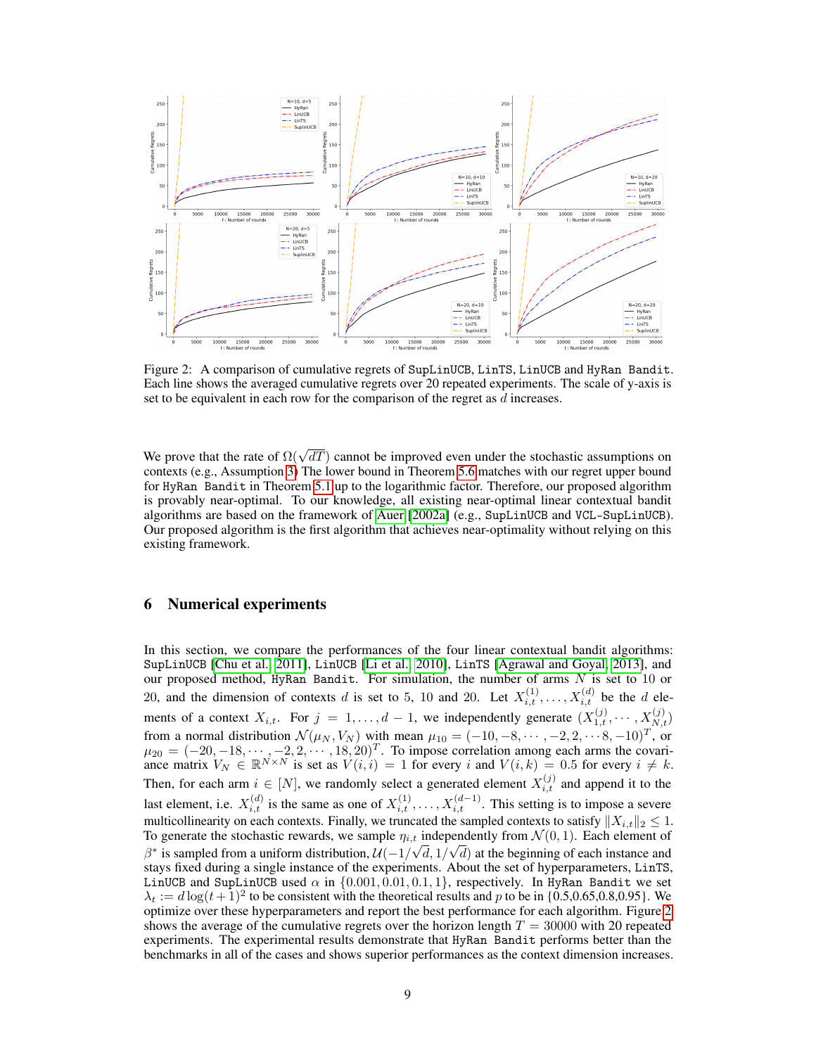Figure 2: A comparison of cumulative regrets of SupLinUCB, LinTS, LinUCB and HyRan Bandit. Each line shows the averaged cumulative regrets over 20 repeated experiments. The scale of y-axis is set to be equivalent in each row for the comparison of the regret as $d$ increases.

We prove that the rate of $\Omega(\sqrt{dT})$ cannot be improved even under the stochastic assumptions on contexts (e.g., Assumption 3) The lower bound in Theorem 5.6 matches with our regret upper bound for HyRan Bandit in Theorem 5.1 up to the logarithmic factor. Therefore, our proposed algorithm is provably near-optimal. To our knowledge, all existing near-optimal linear contextual bandit algorithms are based on the framework of Auer [2002a] (e.g., SupLinUCB and VCL-SupLinUCB). Our proposed algorithm is the first algorithm that achieves near-optimality without relying on this existing framework.

# 6 Numerical experiments

In this section, we compare the performances of the four linear contextual bandit algorithms: SupLinUCB [Chu et al., 2011], LinUCB [Li et al., 2010], LinTS [Agrawal and Goyal, 2013], and our proposed method, HyRan Bandit. For simulation, the number of arms $N$ is set to 10 or 20, and the dimension of contexts $d$ is set to 5, 10 and 20. Let $X_{i,t}^{(1)}, \ldots, X_{i,t}^{(d)}$ be the $d$ elements of a context $X_{i,t}$. For $j = 1, \ldots, d-1$, we independently generate $(X_{1,t}^{(j)}, \cdots, X_{N,t}^{(j)})$ from a normal distribution $\mathcal{N}(\mu_N, V_N)$ with mean $\mu_{10} = (-10, -8, \cdots, -2, 2, \cdots 8, -10)^T$, or $\mu_{20} = (-20, -18, \cdots, -2, 2, \cdots, 18, 20)^T$. To impose correlation among each arms the covariance matrix $V_N \in \mathbb{R}^{N \times N}$ is set as $V(i,i) = 1$ for every $i$ and $V(i,k) = 0.5$ for every $i \neq k$. Then, for each arm $i \in [N]$, we randomly select a generated element $X_{i,t}^{(j)}$ and append it to the last element, i.e. $X_{i,t}^{(d)}$ is the same as one of $X_{i,t}^{(1)}, \ldots, X_{i,t}^{(d-1)}$. This setting is to impose a severe multicollinearity on each contexts. Finally, we truncated the sampled contexts to satisfy $\|X_{i,t}\|_2 \leq 1$. To generate the stochastic rewards, we sample $\eta_{i,t}$ independently from $\mathcal{N}(0,1)$. Each element of $\beta^*$ is sampled from a uniform distribution, $\mathcal{U}(-1/\sqrt{d}, 1/\sqrt{d})$ at the beginning of each instance and stays fixed during a single instance of the experiments. About the set of hyperparameters, LinTS, LinUCB and SupLinUCB used $\alpha$ in $\{0.001, 0.01, 0.1, 1\}$, respectively. In HyRan Bandit we set $\lambda_t := d \log(t+1)^2$ to be consistent with the theoretical results and $p$ to be in $\{0.5, 0.65, 0.8, 0.95\}$. We optimize over these hyperparameters and report the best performance for each algorithm. Figure 2 shows the average of the cumulative regrets over the horizon length $T = 30000$ with 20 repeated experiments. The experimental results demonstrate that HyRan Bandit performs better than the benchmarks in all of the cases and shows superior performances as the context dimension increases.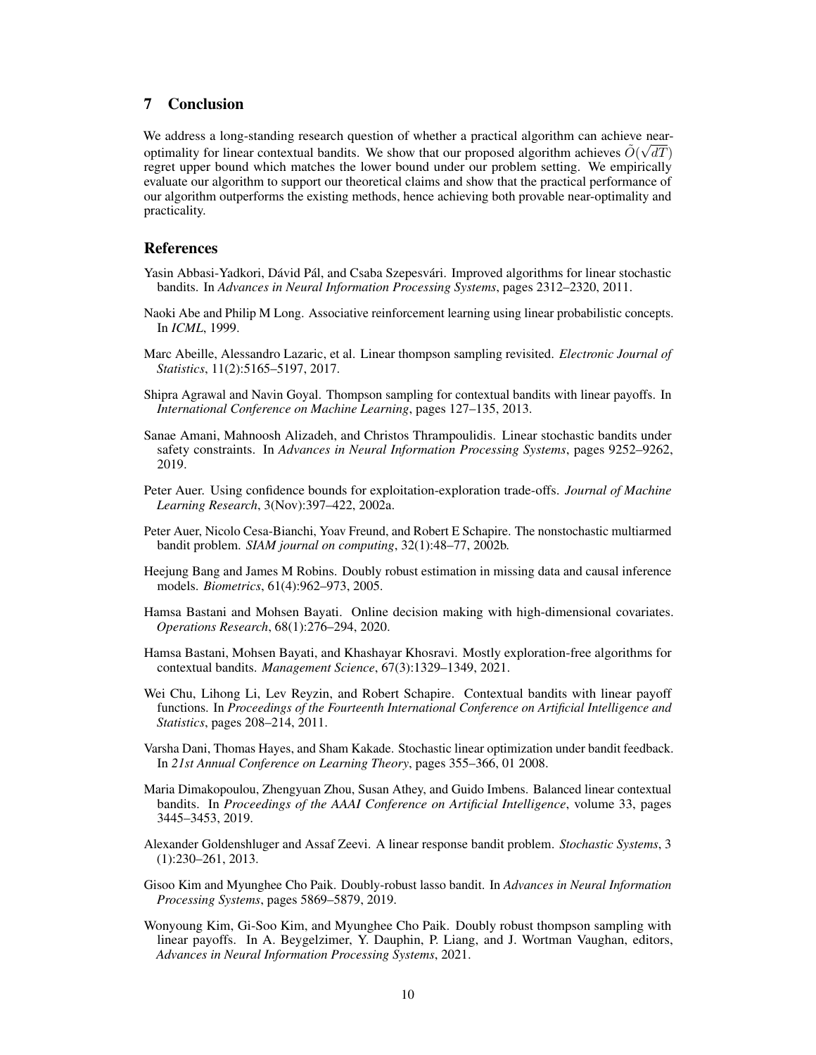## 7 Conclusion

We address a long-standing research question of whether a practical algorithm can achieve near-optimality for linear contextual bandits. We show that our proposed algorithm achieves $\tilde{O}(\sqrt{dT})$ regret upper bound which matches the lower bound under our problem setting. We empirically evaluate our algorithm to support our theoretical claims and show that the practical performance of our algorithm outperforms the existing methods, hence achieving both provable near-optimality and practicality.

## References

Yasin Abbasi-Yadkori, Dávid Pál, and Csaba Szepesvári. Improved algorithms for linear stochastic bandits. In *Advances in Neural Information Processing Systems*, pages 2312–2320, 2011.

Naoki Abe and Philip M Long. Associative reinforcement learning using linear probabilistic concepts. In *ICML*, 1999.

Marc Abeille, Alessandro Lazaric, et al. Linear thompson sampling revisited. *Electronic Journal of Statistics*, 11(2):5165–5197, 2017.

Shipra Agrawal and Navin Goyal. Thompson sampling for contextual bandits with linear payoffs. In *International Conference on Machine Learning*, pages 127–135, 2013.

Sanae Amani, Mahnoosh Alizadeh, and Christos Thrampoulidis. Linear stochastic bandits under safety constraints. In *Advances in Neural Information Processing Systems*, pages 9252–9262, 2019.

Peter Auer. Using confidence bounds for exploitation-exploration trade-offs. *Journal of Machine Learning Research*, 3(Nov):397–422, 2002a.

Peter Auer, Nicolo Cesa-Bianchi, Yoav Freund, and Robert E Schapire. The nonstochastic multiarmed bandit problem. *SIAM journal on computing*, 32(1):48–77, 2002b.

Heejung Bang and James M Robins. Doubly robust estimation in missing data and causal inference models. *Biometrics*, 61(4):962–973, 2005.

Hamsa Bastani and Mohsen Bayati. Online decision making with high-dimensional covariates. *Operations Research*, 68(1):276–294, 2020.

Hamsa Bastani, Mohsen Bayati, and Khashayar Khosravi. Mostly exploration-free algorithms for contextual bandits. *Management Science*, 67(3):1329–1349, 2021.

Wei Chu, Lihong Li, Lev Reyzin, and Robert Schapire. Contextual bandits with linear payoff functions. In *Proceedings of the Fourteenth International Conference on Artificial Intelligence and Statistics*, pages 208–214, 2011.

Varsha Dani, Thomas Hayes, and Sham Kakade. Stochastic linear optimization under bandit feedback. In *21st Annual Conference on Learning Theory*, pages 355–366, 01 2008.

Maria Dimakopoulou, Zhengyuan Zhou, Susan Athey, and Guido Imbens. Balanced linear contextual bandits. In *Proceedings of the AAAI Conference on Artificial Intelligence*, volume 33, pages 3445–3453, 2019.

Alexander Goldenshluger and Assaf Zeevi. A linear response bandit problem. *Stochastic Systems*, 3 (1):230–261, 2013.

Gisoo Kim and Myunghee Cho Paik. Doubly-robust lasso bandit. In *Advances in Neural Information Processing Systems*, pages 5869–5879, 2019.

Wonyoung Kim, Gi-Soo Kim, and Myunghee Cho Paik. Doubly robust thompson sampling with linear payoffs. In A. Beygelzimer, Y. Dauphin, P. Liang, and J. Wortman Vaughan, editors, *Advances in Neural Information Processing Systems*, 2021.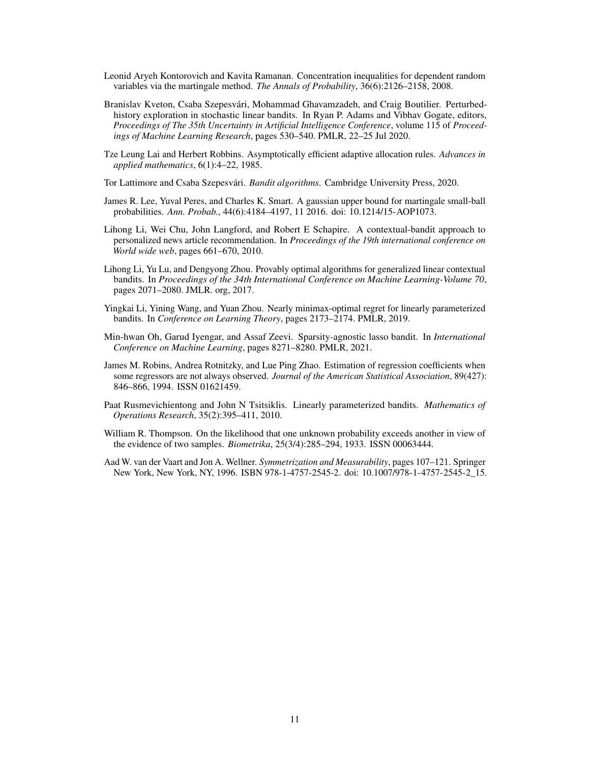Leonid Aryeh Kontorovich and Kavita Ramanan. Concentration inequalities for dependent random variables via the martingale method. *The Annals of Probability*, 36(6):2126–2158, 2008.

Branislav Kveton, Csaba Szepesvári, Mohammad Ghavamzadeh, and Craig Boutilier. Perturbed-history exploration in stochastic linear bandits. In Ryan P. Adams and Vibhav Gogate, editors, *Proceedings of The 35th Uncertainty in Artificial Intelligence Conference*, volume 115 of *Proceedings of Machine Learning Research*, pages 530–540. PMLR, 22–25 Jul 2020.

Tze Leung Lai and Herbert Robbins. Asymptotically efficient adaptive allocation rules. *Advances in applied mathematics*, 6(1):4–22, 1985.

Tor Lattimore and Csaba Szepesvári. *Bandit algorithms*. Cambridge University Press, 2020.

James R. Lee, Yuval Peres, and Charles K. Smart. A gaussian upper bound for martingale small-ball probabilities. *Ann. Probab.*, 44(6):4184–4197, 11 2016. doi: 10.1214/15-AOP1073.

Lihong Li, Wei Chu, John Langford, and Robert E Schapire. A contextual-bandit approach to personalized news article recommendation. In *Proceedings of the 19th international conference on World wide web*, pages 661–670, 2010.

Lihong Li, Yu Lu, and Dengyong Zhou. Provably optimal algorithms for generalized linear contextual bandits. In *Proceedings of the 34th International Conference on Machine Learning-Volume 70*, pages 2071–2080. JMLR. org, 2017.

Yingkai Li, Yining Wang, and Yuan Zhou. Nearly minimax-optimal regret for linearly parameterized bandits. In *Conference on Learning Theory*, pages 2173–2174. PMLR, 2019.

Min-hwan Oh, Garud Iyengar, and Assaf Zeevi. Sparsity-agnostic lasso bandit. In *International Conference on Machine Learning*, pages 8271–8280. PMLR, 2021.

James M. Robins, Andrea Rotnitzky, and Lue Ping Zhao. Estimation of regression coefficients when some regressors are not always observed. *Journal of the American Statistical Association*, 89(427): 846–866, 1994. ISSN 01621459.

Paat Rusmevichientong and John N Tsitsiklis. Linearly parameterized bandits. *Mathematics of Operations Research*, 35(2):395–411, 2010.

William R. Thompson. On the likelihood that one unknown probability exceeds another in view of the evidence of two samples. *Biometrika*, 25(3/4):285–294, 1933. ISSN 00063444.

Aad W. van der Vaart and Jon A. Wellner. *Symmetrization and Measurability*, pages 107–121. Springer New York, New York, NY, 1996. ISBN 978-1-4757-2545-2. doi: 10.1007/978-1-4757-2545-2_15.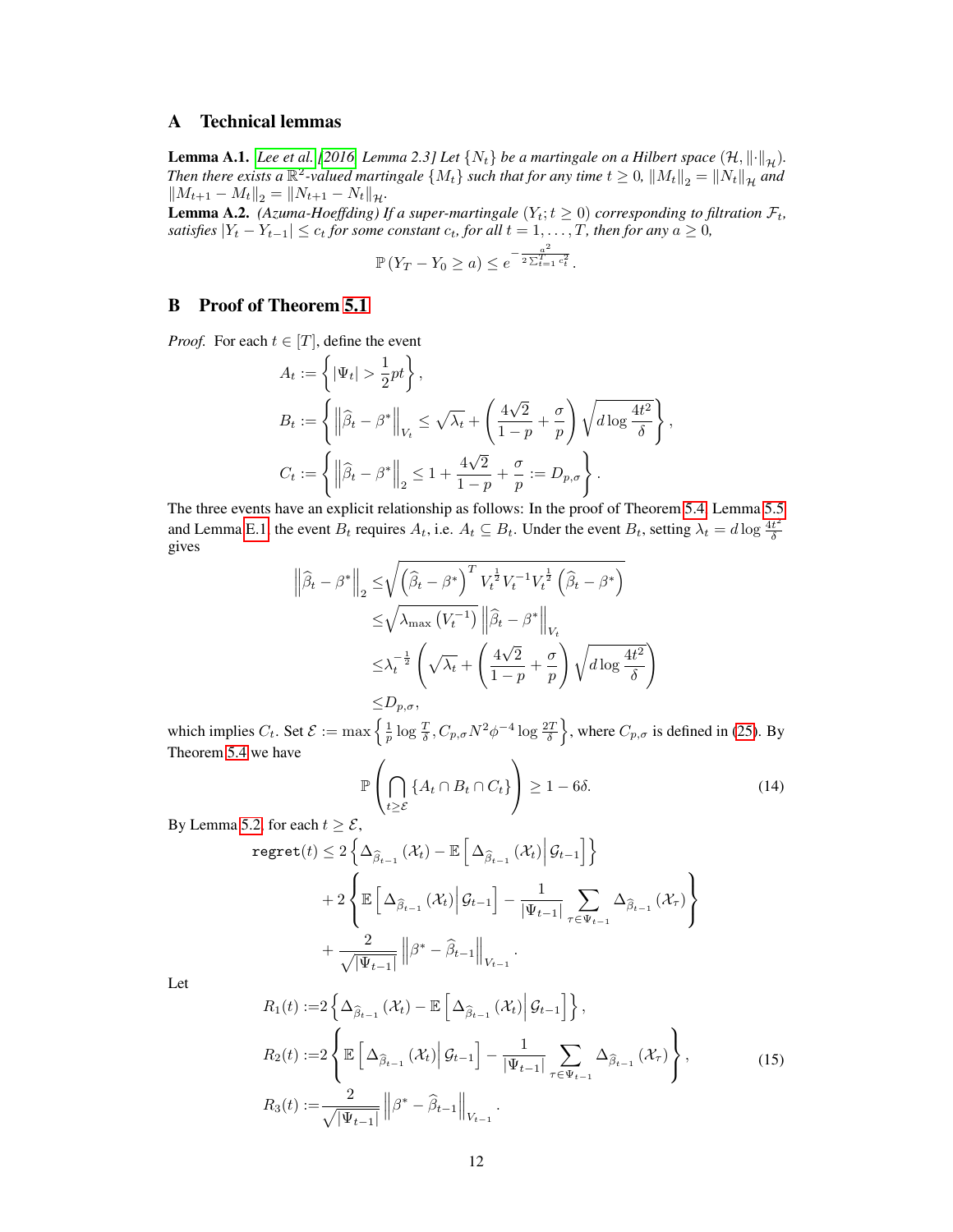## A Technical lemmas

**Lemma A.1.** [Lee et al. [2016], Lemma 2.3] *Let $\{N_t\}$ be a martingale on a Hilbert space $(\mathcal{H}, \|\cdot\|_{\mathcal{H}})$. Then there exists a $\mathbb{R}^2$-valued martingale $\{M_t\}$ such that for any time $t \geq 0$, $\|M_t\|_2 = \|N_t\|_{\mathcal{H}}$ and $\|M_{t+1} - M_t\|_2 = \|N_{t+1} - N_t\|_{\mathcal{H}}$.*

**Lemma A.2.** *(Azuma-Hoeffding) If a super-martingale $(Y_t; t \geq 0)$ corresponding to filtration $\mathcal{F}_t$, satisfies $|Y_t - Y_{t-1}| \leq c_t$ for some constant $c_t$, for all $t = 1, \ldots, T$, then for any $a \geq 0$,*

$$\mathbb{P}(Y_T - Y_0 \geq a) \leq e^{-\frac{a^2}{2\sum_{t=1}^T c_t^2}}.$$

## B Proof of Theorem 5.1

*Proof.* For each $t \in [T]$, define the event

$$A_t := \left\{ |\Psi_t| > \frac{1}{2} pt \right\},$$

$$B_t := \left\{ \left\| \widehat{\beta}_t - \beta^* \right\|_{V_t} \leq \sqrt{\lambda_t} + \left( \frac{4\sqrt{2}}{1-p} + \frac{\sigma}{p} \right) \sqrt{d \log \frac{4t^2}{\delta}} \right\},$$

$$C_t := \left\{ \left\| \widehat{\beta}_t - \beta^* \right\|_2 \leq 1 + \frac{4\sqrt{2}}{1-p} + \frac{\sigma}{p} := D_{p,\sigma} \right\}.$$

The three events have an explicit relationship as follows: In the proof of Theorem 5.4, Lemma 5.5 and Lemma E.1, the event $B_t$ requires $A_t$, i.e. $A_t \subseteq B_t$. Under the event $B_t$, setting $\lambda_t = d \log \frac{4t^2}{\delta}$ gives

$$\begin{aligned}
\left\| \widehat{\beta}_t - \beta^* \right\|_2 \leq & \sqrt{\left( \widehat{\beta}_t - \beta^* \right)^T V_t^{\frac{1}{2}} V_t^{-1} V_t^{\frac{1}{2}} \left( \widehat{\beta}_t - \beta^* \right)} \\
\leq & \sqrt{\lambda_{\max}\left( V_t^{-1} \right)} \left\| \widehat{\beta}_t - \beta^* \right\|_{V_t} \\
\leq & \lambda_t^{-\frac{1}{2}} \left( \sqrt{\lambda_t} + \left( \frac{4\sqrt{2}}{1-p} + \frac{\sigma}{p} \right) \sqrt{d \log \frac{4t^2}{\delta}} \right) \\
\leq & D_{p,\sigma},
\end{aligned}$$

which implies $C_t$. Set $\mathcal{E} := \max \left\{ \frac{1}{p} \log \frac{T}{\delta}, C_{p,\sigma} N^2 \phi^{-4} \log \frac{2T}{\delta} \right\}$, where $C_{p,\sigma}$ is defined in (25). By Theorem 5.4 we have

$$\mathbb{P}\left( \bigcap_{t \geq \mathcal{E}} \{A_t \cap B_t \cap C_t\} \right) \geq 1 - 6\delta. \tag{14}$$

By Lemma 5.2, for each $t \geq \mathcal{E}$,

$$\begin{aligned}
\texttt{regret}(t) \leq & 2 \left\{ \Delta_{\widehat{\beta}_{t-1}}(\mathcal{X}_t) - \mathbb{E}\left[ \Delta_{\widehat{\beta}_{t-1}}(\mathcal{X}_t) \middle| \mathcal{G}_{t-1} \right] \right\} \\
& + 2 \left\{ \mathbb{E}\left[ \Delta_{\widehat{\beta}_{t-1}}(\mathcal{X}_t) \middle| \mathcal{G}_{t-1} \right] - \frac{1}{|\Psi_{t-1}|} \sum_{\tau \in \Psi_{t-1}} \Delta_{\widehat{\beta}_{t-1}}(\mathcal{X}_\tau) \right\} \\
& + \frac{2}{\sqrt{|\Psi_{t-1}|}} \left\| \beta^* - \widehat{\beta}_{t-1} \right\|_{V_{t-1}}.
\end{aligned}$$

Let

$$\begin{aligned}
R_1(t) :=& 2 \left\{ \Delta_{\widehat{\beta}_{t-1}}(\mathcal{X}_t) - \mathbb{E}\left[ \Delta_{\widehat{\beta}_{t-1}}(\mathcal{X}_t) \middle| \mathcal{G}_{t-1} \right] \right\}, \\
R_2(t) :=& 2 \left\{ \mathbb{E}\left[ \Delta_{\widehat{\beta}_{t-1}}(\mathcal{X}_t) \middle| \mathcal{G}_{t-1} \right] - \frac{1}{|\Psi_{t-1}|} \sum_{\tau \in \Psi_{t-1}} \Delta_{\widehat{\beta}_{t-1}}(\mathcal{X}_\tau) \right\}, \\
R_3(t) :=& \frac{2}{\sqrt{|\Psi_{t-1}|}} \left\| \beta^* - \widehat{\beta}_{t-1} \right\|_{V_{t-1}}.
\end{aligned} \tag{15}$$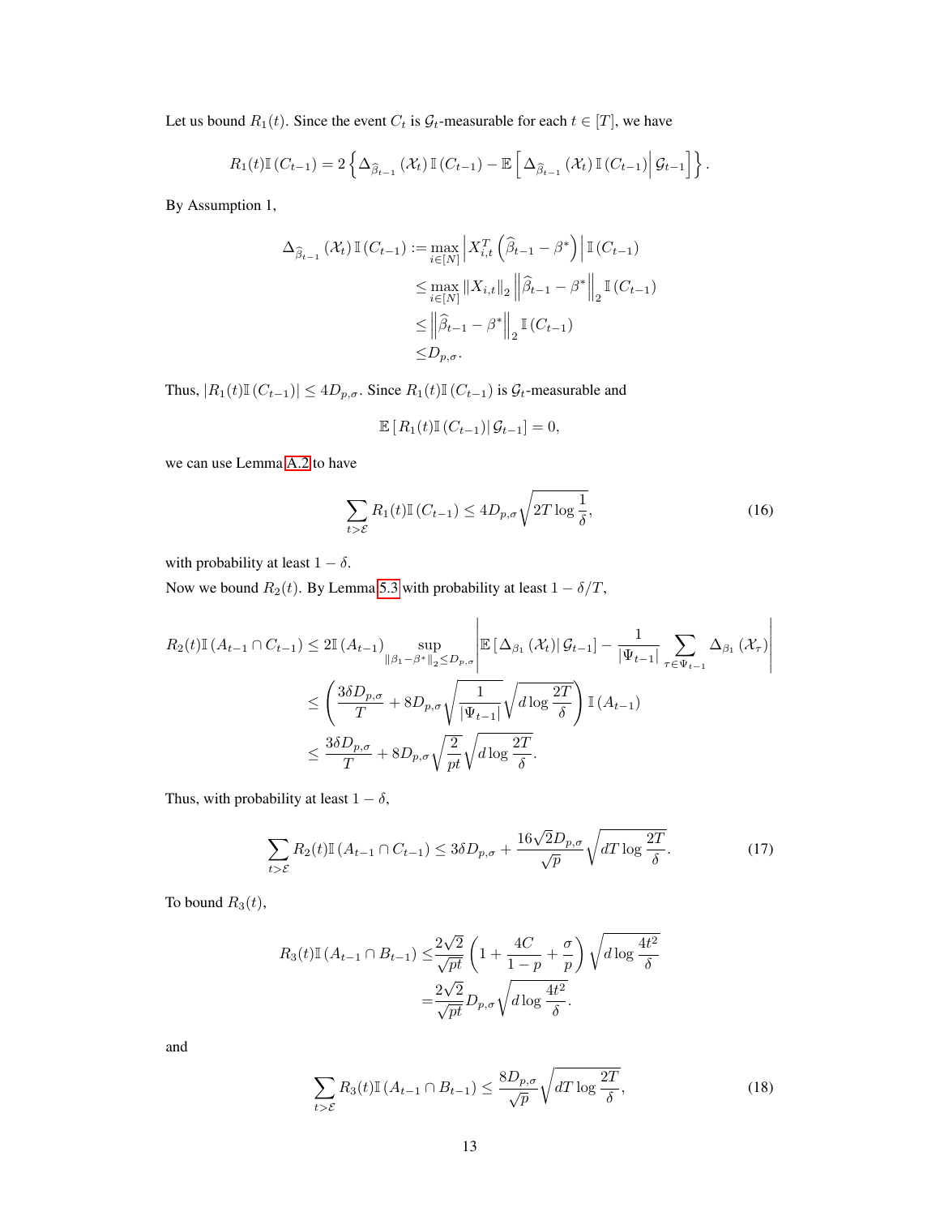Let us bound $R_1(t)$. Since the event $C_t$ is $\mathcal{G}_t$-measurable for each $t \in [T]$, we have

$$R_1(t)\mathbb{I}\left(C_{t-1}\right) = 2\left\{\Delta_{\widehat{\beta}_{t-1}}\left(\mathcal{X}_t\right)\mathbb{I}\left(C_{t-1}\right) - \mathbb{E}\left[\Delta_{\widehat{\beta}_{t-1}}\left(\mathcal{X}_t\right)\mathbb{I}\left(C_{t-1}\right)\middle|\,\mathcal{G}_{t-1}\right]\right\}.$$

By Assumption 1,

$$\begin{aligned}
\Delta_{\widehat{\beta}_{t-1}}\left(\mathcal{X}_t\right)\mathbb{I}\left(C_{t-1}\right) :=& \max_{i\in[N]}\left|X_{i,t}^T\left(\widehat{\beta}_{t-1} - \beta^*\right)\right|\mathbb{I}\left(C_{t-1}\right) \\
\leq& \max_{i\in[N]}\left\|X_{i,t}\right\|_2\left\|\widehat{\beta}_{t-1} - \beta^*\right\|_2\mathbb{I}\left(C_{t-1}\right) \\
\leq& \left\|\widehat{\beta}_{t-1} - \beta^*\right\|_2\mathbb{I}\left(C_{t-1}\right) \\
\leq& D_{p,\sigma}.
\end{aligned}$$

Thus, $\left|R_1(t)\mathbb{I}\left(C_{t-1}\right)\right| \leq 4D_{p,\sigma}$. Since $R_1(t)\mathbb{I}\left(C_{t-1}\right)$ is $\mathcal{G}_t$-measurable and

$$\mathbb{E}\left[\left.R_1(t)\mathbb{I}\left(C_{t-1}\right)\right|\mathcal{G}_{t-1}\right] = 0,$$

we can use Lemma A.2 to have

$$\sum_{t>\mathcal{E}} R_1(t)\mathbb{I}\left(C_{t-1}\right) \leq 4D_{p,\sigma}\sqrt{2T\log\frac{1}{\delta}}, \tag{16}$$

with probability at least $1-\delta$.

Now we bound $R_2(t)$. By Lemma 5.3 with probability at least $1-\delta/T$,

$$\begin{aligned}
R_2(t)\mathbb{I}\left(A_{t-1}\cap C_{t-1}\right) \leq& 2\mathbb{I}\left(A_{t-1}\right)\sup_{\left\|\beta_1-\beta^*\right\|_2\leq D_{p,\sigma}}\left|\mathbb{E}\left[\left.\Delta_{\beta_1}\left(\mathcal{X}_t\right)\right|\mathcal{G}_{t-1}\right] - \frac{1}{\left|\Psi_{t-1}\right|}\sum_{\tau\in\Psi_{t-1}}\Delta_{\beta_1}\left(\mathcal{X}_\tau\right)\right| \\
\leq& \left(\frac{3\delta D_{p,\sigma}}{T} + 8D_{p,\sigma}\sqrt{\frac{1}{\left|\Psi_{t-1}\right|}}\sqrt{d\log\frac{2T}{\delta}}\right)\mathbb{I}\left(A_{t-1}\right) \\
\leq& \frac{3\delta D_{p,\sigma}}{T} + 8D_{p,\sigma}\sqrt{\frac{2}{pt}}\sqrt{d\log\frac{2T}{\delta}}.
\end{aligned}$$

Thus, with probability at least $1-\delta$,

$$\sum_{t>\mathcal{E}} R_2(t)\mathbb{I}\left(A_{t-1}\cap C_{t-1}\right) \leq 3\delta D_{p,\sigma} + \frac{16\sqrt{2}D_{p,\sigma}}{\sqrt{p}}\sqrt{dT\log\frac{2T}{\delta}}. \tag{17}$$

To bound $R_3(t)$,

$$\begin{aligned}
R_3(t)\mathbb{I}\left(A_{t-1}\cap B_{t-1}\right) \leq& \frac{2\sqrt{2}}{\sqrt{pt}}\left(1 + \frac{4C}{1-p} + \frac{\sigma}{p}\right)\sqrt{d\log\frac{4t^2}{\delta}} \\
=& \frac{2\sqrt{2}}{\sqrt{pt}}D_{p,\sigma}\sqrt{d\log\frac{4t^2}{\delta}}.
\end{aligned}$$

and

$$\sum_{t>\mathcal{E}} R_3(t)\mathbb{I}\left(A_{t-1}\cap B_{t-1}\right) \leq \frac{8D_{p,\sigma}}{\sqrt{p}}\sqrt{dT\log\frac{2T}{\delta}}, \tag{18}$$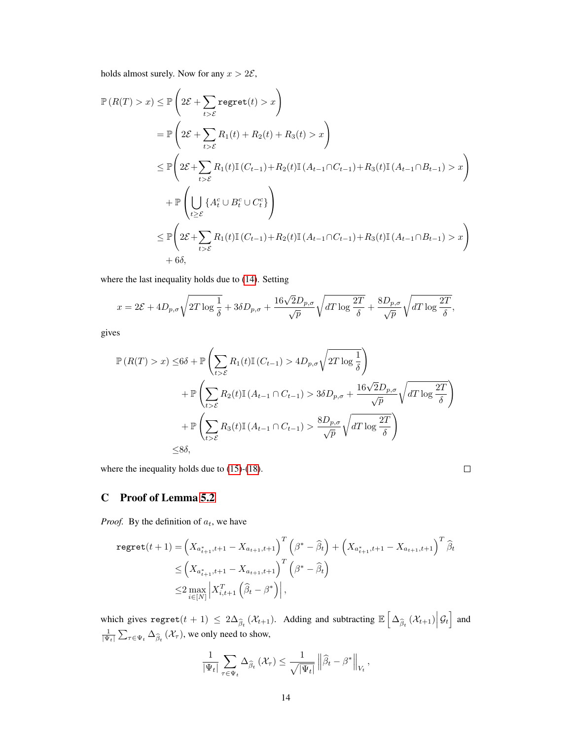holds almost surely. Now for any $x > 2\mathcal{E}$,

$$
\begin{aligned}
\mathbb{P}\left(R(T) > x\right) &\leq \mathbb{P}\left(2\mathcal{E} + \sum_{t>\mathcal{E}} \texttt{regret}(t) > x\right) \\
&= \mathbb{P}\left(2\mathcal{E} + \sum_{t>\mathcal{E}} R_1(t) + R_2(t) + R_3(t) > x\right) \\
&\leq \mathbb{P}\Bigg(2\mathcal{E} + \sum_{t>\mathcal{E}} R_1(t)\mathbb{I}\left(C_{t-1}\right) + R_2(t)\mathbb{I}\left(A_{t-1} \cap C_{t-1}\right) + R_3(t)\mathbb{I}\left(A_{t-1} \cap B_{t-1}\right) > x\Bigg) \\
&\quad + \mathbb{P}\left(\bigcup_{t \geq \mathcal{E}} \left\{A_t^c \cup B_t^c \cup C_t^c\right\}\right) \\
&\leq \mathbb{P}\Bigg(2\mathcal{E} + \sum_{t>\mathcal{E}} R_1(t)\mathbb{I}\left(C_{t-1}\right) + R_2(t)\mathbb{I}\left(A_{t-1} \cap C_{t-1}\right) + R_3(t)\mathbb{I}\left(A_{t-1} \cap B_{t-1}\right) > x\Bigg) \\
&\quad + 6\delta,
\end{aligned}
$$

where the last inequality holds due to (14). Setting

$$
x = 2\mathcal{E} + 4D_{p,\sigma}\sqrt{2T\log\frac{1}{\delta}} + 3\delta D_{p,\sigma} + \frac{16\sqrt{2}D_{p,\sigma}}{\sqrt{p}}\sqrt{dT\log\frac{2T}{\delta}} + \frac{8D_{p,\sigma}}{\sqrt{p}}\sqrt{dT\log\frac{2T}{\delta}},
$$

gives

$$
\begin{aligned}
\mathbb{P}\left(R(T) > x\right) \leq & 6\delta + \mathbb{P}\left(\sum_{t>\mathcal{E}} R_1(t)\mathbb{I}\left(C_{t-1}\right) > 4D_{p,\sigma}\sqrt{2T\log\frac{1}{\delta}}\right) \\
& + \mathbb{P}\left(\sum_{t>\mathcal{E}} R_2(t)\mathbb{I}\left(A_{t-1} \cap C_{t-1}\right) > 3\delta D_{p,\sigma} + \frac{16\sqrt{2}D_{p,\sigma}}{\sqrt{p}}\sqrt{dT\log\frac{2T}{\delta}}\right) \\
& + \mathbb{P}\left(\sum_{t>\mathcal{E}} R_3(t)\mathbb{I}\left(A_{t-1} \cap C_{t-1}\right) > \frac{8D_{p,\sigma}}{\sqrt{p}}\sqrt{dT\log\frac{2T}{\delta}}\right) \\
\leq & 8\delta,
\end{aligned}
$$

where the inequality holds due to (15)-(18). □

## C Proof of Lemma 5.2

*Proof.* By the definition of $a_t$, we have

$$
\begin{aligned}
\texttt{regret}(t+1) &= \left(X_{a_{t+1}^*,t+1} - X_{a_{t+1},t+1}\right)^T\left(\beta^* - \widehat{\beta}_t\right) + \left(X_{a_{t+1}^*,t+1} - X_{a_{t+1},t+1}\right)^T\widehat{\beta}_t \\
&\leq \left(X_{a_{t+1}^*,t+1} - X_{a_{t+1},t+1}\right)^T\left(\beta^* - \widehat{\beta}_t\right) \\
&\leq 2\max_{i\in[N]}\left|X_{i,t+1}^T\left(\widehat{\beta}_t - \beta^*\right)\right|,
\end{aligned}
$$

which gives $\texttt{regret}(t+1) \leq 2\Delta_{\widehat{\beta}_t}\left(\mathcal{X}_{t+1}\right)$. Adding and subtracting $\mathbb{E}\left[\Delta_{\widehat{\beta}_t}\left(\mathcal{X}_{t+1}\right)\middle|\mathcal{G}_t\right]$ and $\frac{1}{|\Psi_t|}\sum_{\tau\in\Psi_t}\Delta_{\widehat{\beta}_t}\left(\mathcal{X}_\tau\right)$, we only need to show,

$$
\frac{1}{|\Psi_t|}\sum_{\tau\in\Psi_t}\Delta_{\widehat{\beta}_t}\left(\mathcal{X}_\tau\right) \leq \frac{1}{\sqrt{|\Psi_t|}}\left\|\widehat{\beta}_t - \beta^*\right\|_{V_t},
$$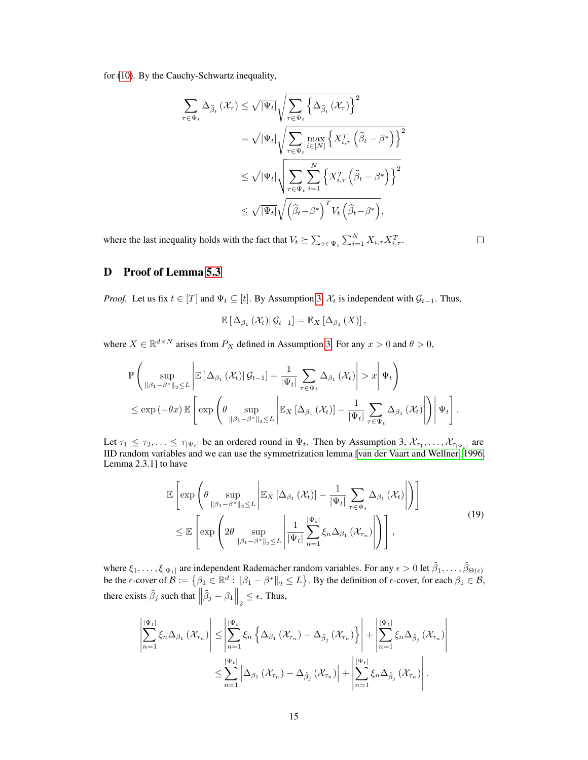for (10). By the Cauchy-Schwartz inequality,

$$
\begin{aligned}
\sum_{\tau \in \Psi_t} \Delta_{\widehat{\beta}_t}\left(\mathcal{X}_\tau\right) &\leq \sqrt{|\Psi_t|}\sqrt{\sum_{\tau \in \Psi_t}\left\{\Delta_{\widehat{\beta}_t}\left(\mathcal{X}_\tau\right)\right\}^2} \\
&= \sqrt{|\Psi_t|}\sqrt{\sum_{\tau \in \Psi_t}\max_{i \in [N]}\left\{X_{i,\tau}^T\left(\widehat{\beta}_t - \beta^*\right)\right\}^2} \\
&\leq \sqrt{|\Psi_t|}\sqrt{\sum_{\tau \in \Psi_t}\sum_{i=1}^N\left\{X_{i,\tau}^T\left(\widehat{\beta}_t - \beta^*\right)\right\}^2} \\
&\leq \sqrt{|\Psi_t|}\sqrt{\left(\widehat{\beta}_t - \beta^*\right)^T V_t\left(\widehat{\beta}_t - \beta^*\right)},
\end{aligned}
$$

where the last inequality holds with the fact that $V_t \succeq \sum_{\tau \in \Psi_t}\sum_{i=1}^N X_{i,\tau}X_{i,\tau}^T$. □

# D Proof of Lemma 5.3

*Proof.* Let us fix $t \in [T]$ and $\Psi_t \subseteq [t]$. By Assumption 3, $\mathcal{X}_t$ is independent with $\mathcal{G}_{t-1}$. Thus,

$$
\mathbb{E}\left[\Delta_{\beta_1}\left(\mathcal{X}_t\right) \middle| \mathcal{G}_{t-1}\right] = \mathbb{E}_X\left[\Delta_{\beta_1}\left(X\right)\right],
$$

where $X \in \mathbb{R}^{d \times N}$ arises from $P_X$ defined in Assumption 3. For any $x > 0$ and $\theta > 0$,

$$
\begin{aligned}
&\mathbb{P}\left(\sup_{\|\beta_1 - \beta^*\|_2 \leq L}\left|\mathbb{E}\left[\Delta_{\beta_1}\left(\mathcal{X}_t\right) \middle| \mathcal{G}_{t-1}\right] - \frac{1}{|\Psi_t|}\sum_{\tau \in \Psi_t}\Delta_{\beta_1}\left(\mathcal{X}_t\right)\right| > x \,\middle|\, \Psi_t\right) \\
&\leq \exp\left(-\theta x\right)\mathbb{E}\left[\exp\left(\theta \sup_{\|\beta_1 - \beta^*\|_2 \leq L}\left|\mathbb{E}_X\left[\Delta_{\beta_1}\left(\mathcal{X}_t\right)\right] - \frac{1}{|\Psi_t|}\sum_{\tau \in \Psi_t}\Delta_{\beta_1}\left(\mathcal{X}_t\right)\right|\right) \middle| \Psi_t\right].
\end{aligned}
$$

Let $\tau_1 \leq \tau_2, \ldots \leq \tau_{|\Psi_t|}$ be an ordered round in $\Psi_t$. Then by Assumption 3, $\mathcal{X}_{\tau_1}, \ldots, \mathcal{X}_{\tau_{|\Psi_t|}}$ are IID random variables and we can use the symmetrization lemma [van der Vaart and Wellner, 1996, Lemma 2.3.1] to have

$$
\begin{aligned}
&\mathbb{E}\left[\exp\left(\theta \sup_{\|\beta_1 - \beta^*\|_2 \leq L}\left|\mathbb{E}_X\left[\Delta_{\beta_1}\left(\mathcal{X}_t\right)\right] - \frac{1}{|\Psi_t|}\sum_{\tau \in \Psi_t}\Delta_{\beta_1}\left(\mathcal{X}_t\right)\right|\right)\right] \\
&\leq \mathbb{E}\left[\exp\left(2\theta \sup_{\|\beta_1 - \beta^*\|_2 \leq L}\left|\frac{1}{|\Psi_t|}\sum_{n=1}^{|\Psi_t|}\xi_n \Delta_{\beta_1}\left(\mathcal{X}_{\tau_n}\right)\right|\right)\right],
\end{aligned} \tag{19}
$$

where $\xi_1, \ldots, \xi_{|\Psi_t|}$ are independent Rademacher random variables. For any $\epsilon > 0$ let $\tilde{\beta}_1, \ldots, \tilde{\beta}_{\Theta(\epsilon)}$ be the $\epsilon$-cover of $\mathcal{B} := \left\{\beta_1 \in \mathbb{R}^d : \|\beta_1 - \beta^*\|_2 \leq L\right\}$. By the definition of $\epsilon$-cover, for each $\beta_1 \in \mathcal{B}$, there exists $\tilde{\beta}_j$ such that $\left\|\tilde{\beta}_j - \beta_1\right\|_2 \leq \epsilon$. Thus,

$$
\begin{aligned}
\left|\sum_{n=1}^{|\Psi_t|}\xi_n \Delta_{\beta_1}\left(\mathcal{X}_{\tau_n}\right)\right| &\leq \left|\sum_{n=1}^{|\Psi_t|}\xi_n\left\{\Delta_{\beta_1}\left(\mathcal{X}_{\tau_n}\right) - \Delta_{\tilde{\beta}_j}\left(\mathcal{X}_{\tau_n}\right)\right\}\right| + \left|\sum_{n=1}^{|\Psi_t|}\xi_n \Delta_{\tilde{\beta}_j}\left(\mathcal{X}_{\tau_n}\right)\right| \\
&\leq \sum_{n=1}^{|\Psi_t|}\left|\Delta_{\beta_1}\left(\mathcal{X}_{\tau_n}\right) - \Delta_{\tilde{\beta}_j}\left(\mathcal{X}_{\tau_n}\right)\right| + \left|\sum_{n=1}^{|\Psi_t|}\xi_n \Delta_{\tilde{\beta}_j}\left(\mathcal{X}_{\tau_n}\right)\right|.
\end{aligned}
$$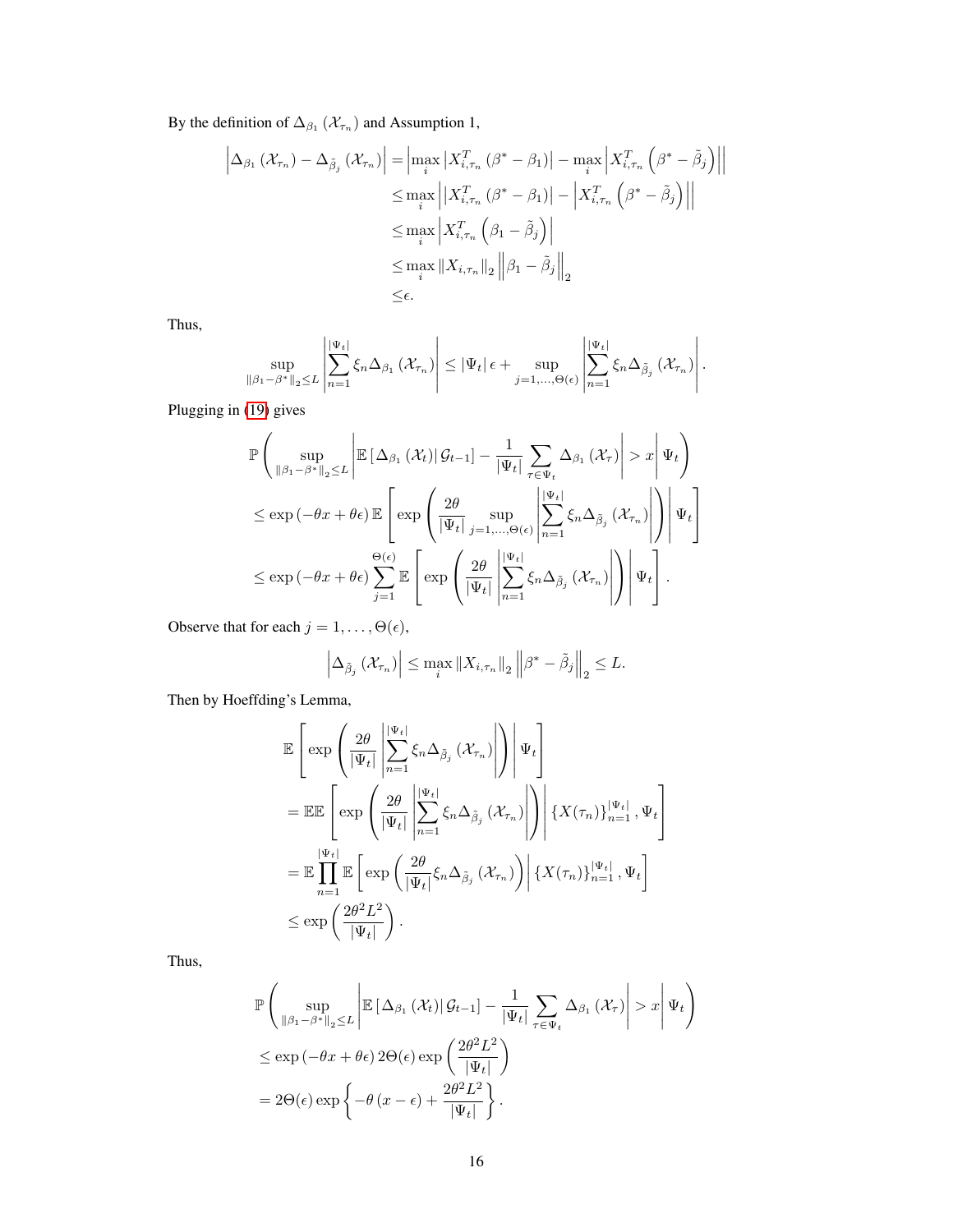By the definition of $\Delta_{\beta_1}(\mathcal{X}_{\tau_n})$ and Assumption 1,

$$
\begin{aligned}
\left|\Delta_{\beta_1}(\mathcal{X}_{\tau_n}) - \Delta_{\tilde{\beta}_j}(\mathcal{X}_{\tau_n})\right| &= \left|\max_i \left|X_{i,\tau_n}^T(\beta^* - \beta_1)\right| - \max_i \left|X_{i,\tau_n}^T\left(\beta^* - \tilde{\beta}_j\right)\right|\right| \\
&\leq \max_i \left|\left|X_{i,\tau_n}^T(\beta^* - \beta_1)\right| - \left|X_{i,\tau_n}^T\left(\beta^* - \tilde{\beta}_j\right)\right|\right| \\
&\leq \max_i \left|X_{i,\tau_n}^T\left(\beta_1 - \tilde{\beta}_j\right)\right| \\
&\leq \max_i \|X_{i,\tau_n}\|_2 \left\|\beta_1 - \tilde{\beta}_j\right\|_2 \\
&\leq \epsilon.
\end{aligned}
$$

Thus,

$$
\sup_{\|\beta_1 - \beta^*\|_2 \leq L} \left|\sum_{n=1}^{|\Psi_t|} \xi_n \Delta_{\beta_1}(\mathcal{X}_{\tau_n})\right| \leq |\Psi_t|\epsilon + \sup_{j=1,\ldots,\Theta(\epsilon)} \left|\sum_{n=1}^{|\Psi_t|} \xi_n \Delta_{\tilde{\beta}_j}(\mathcal{X}_{\tau_n})\right|.
$$

Plugging in (19) gives

$$
\begin{aligned}
&\mathbb{P}\left(\sup_{\|\beta_1 - \beta^*\|_2 \leq L} \left|\mathbb{E}\left[\Delta_{\beta_1}(\mathcal{X}_t)\middle|\mathcal{G}_{t-1}\right] - \frac{1}{|\Psi_t|}\sum_{\tau \in \Psi_t} \Delta_{\beta_1}(\mathcal{X}_\tau)\right| > x \middle| \Psi_t\right) \\
&\leq \exp(-\theta x + \theta\epsilon)\, \mathbb{E}\left[\exp\left(\frac{2\theta}{|\Psi_t|} \sup_{j=1,\ldots,\Theta(\epsilon)} \left|\sum_{n=1}^{|\Psi_t|} \xi_n \Delta_{\tilde{\beta}_j}(\mathcal{X}_{\tau_n})\right|\right) \middle| \Psi_t\right] \\
&\leq \exp(-\theta x + \theta\epsilon) \sum_{j=1}^{\Theta(\epsilon)} \mathbb{E}\left[\exp\left(\frac{2\theta}{|\Psi_t|}\left|\sum_{n=1}^{|\Psi_t|} \xi_n \Delta_{\tilde{\beta}_j}(\mathcal{X}_{\tau_n})\right|\right) \middle| \Psi_t\right].
\end{aligned}
$$

Observe that for each $j = 1, \ldots, \Theta(\epsilon)$,

$$
\left|\Delta_{\tilde{\beta}_j}(\mathcal{X}_{\tau_n})\right| \leq \max_i \|X_{i,\tau_n}\|_2 \left\|\beta^* - \tilde{\beta}_j\right\|_2 \leq L.
$$

Then by Hoeffding's Lemma,

$$
\begin{aligned}
&\mathbb{E}\left[\exp\left(\frac{2\theta}{|\Psi_t|}\left|\sum_{n=1}^{|\Psi_t|} \xi_n \Delta_{\tilde{\beta}_j}(\mathcal{X}_{\tau_n})\right|\right) \middle| \Psi_t\right] \\
&= \mathbb{E}\mathbb{E}\left[\exp\left(\frac{2\theta}{|\Psi_t|}\left|\sum_{n=1}^{|\Psi_t|} \xi_n \Delta_{\tilde{\beta}_j}(\mathcal{X}_{\tau_n})\right|\right) \middle| \{X(\tau_n)\}_{n=1}^{|\Psi_t|}, \Psi_t\right] \\
&= \mathbb{E}\prod_{n=1}^{|\Psi_t|} \mathbb{E}\left[\exp\left(\frac{2\theta}{|\Psi_t|} \xi_n \Delta_{\tilde{\beta}_j}(\mathcal{X}_{\tau_n})\right) \middle| \{X(\tau_n)\}_{n=1}^{|\Psi_t|}, \Psi_t\right] \\
&\leq \exp\left(\frac{2\theta^2 L^2}{|\Psi_t|}\right).
\end{aligned}
$$

Thus,

$$
\begin{aligned}
&\mathbb{P}\left(\sup_{\|\beta_1 - \beta^*\|_2 \leq L} \left|\mathbb{E}\left[\Delta_{\beta_1}(\mathcal{X}_t)\middle|\mathcal{G}_{t-1}\right] - \frac{1}{|\Psi_t|}\sum_{\tau \in \Psi_t} \Delta_{\beta_1}(\mathcal{X}_\tau)\right| > x \middle| \Psi_t\right) \\
&\leq \exp(-\theta x + \theta\epsilon)\, 2\Theta(\epsilon) \exp\left(\frac{2\theta^2 L^2}{|\Psi_t|}\right) \\
&= 2\Theta(\epsilon) \exp\left\{-\theta(x - \epsilon) + \frac{2\theta^2 L^2}{|\Psi_t|}\right\}.
\end{aligned}
$$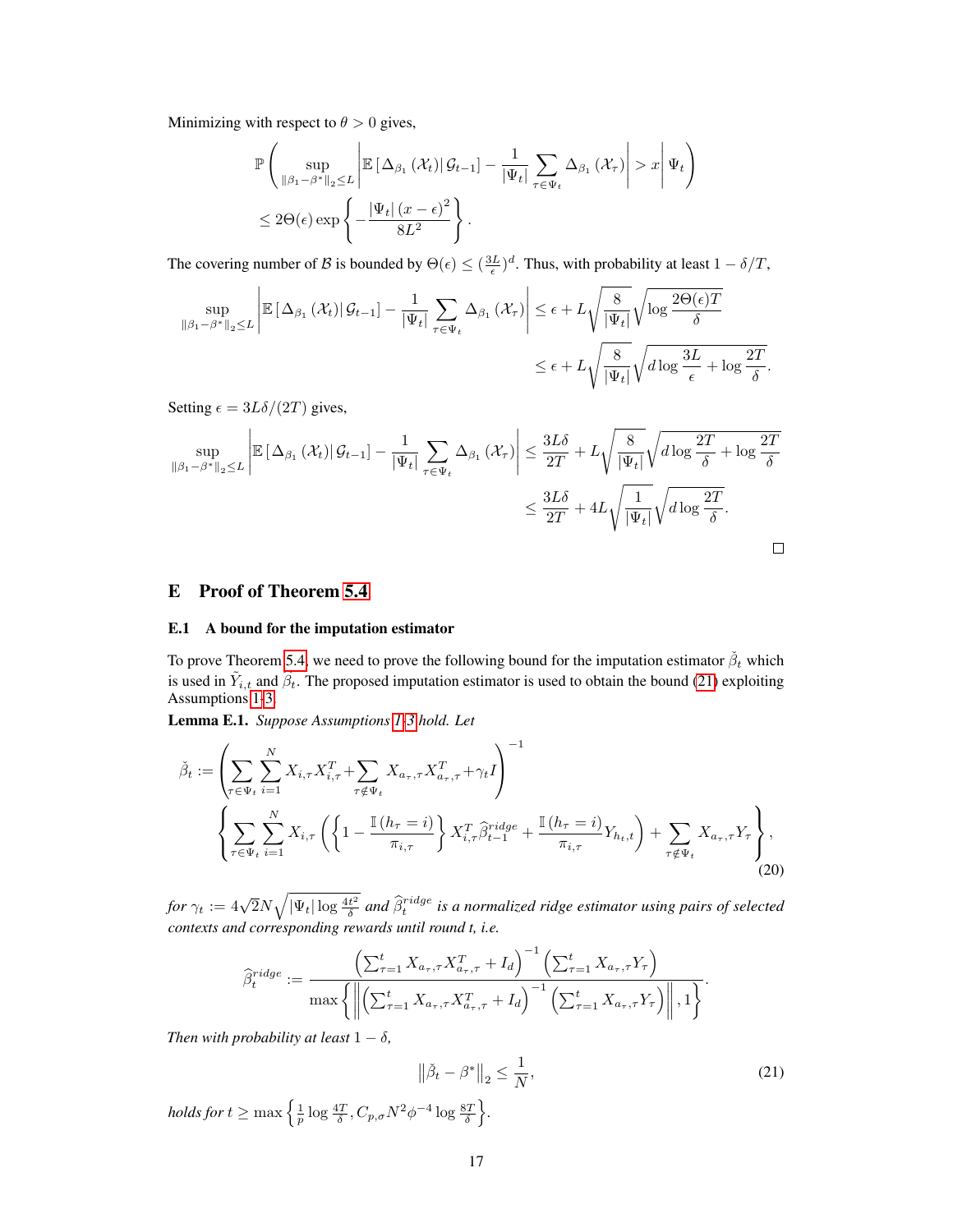Minimizing with respect to $\theta > 0$ gives,

$$
\begin{aligned}
&\mathbb{P}\left( \sup_{\|\beta_1-\beta^*\|_2 \le L} \left| \mathbb{E}\left[\Delta_{\beta_1}(\mathcal{X}_t) \middle| \mathcal{G}_{t-1}\right] - \frac{1}{|\Psi_t|} \sum_{\tau \in \Psi_t} \Delta_{\beta_1}(\mathcal{X}_\tau) \right| > x \,\middle|\, \Psi_t \right) \\
&\le 2\Theta(\epsilon) \exp\left\{ -\frac{|\Psi_t|(x-\epsilon)^2}{8L^2} \right\}.
\end{aligned}
$$

The covering number of $\mathcal{B}$ is bounded by $\Theta(\epsilon) \le (\frac{3L}{\epsilon})^d$. Thus, with probability at least $1 - \delta/T$,

$$
\begin{aligned}
\sup_{\|\beta_1-\beta^*\|_2 \le L} \left| \mathbb{E}\left[\Delta_{\beta_1}(\mathcal{X}_t) \middle| \mathcal{G}_{t-1}\right] - \frac{1}{|\Psi_t|} \sum_{\tau \in \Psi_t} \Delta_{\beta_1}(\mathcal{X}_\tau) \right| &\le \epsilon + L\sqrt{\frac{8}{|\Psi_t|}} \sqrt{\log \frac{2\Theta(\epsilon)T}{\delta}} \\
&\le \epsilon + L\sqrt{\frac{8}{|\Psi_t|}} \sqrt{d \log \frac{3L}{\epsilon} + \log \frac{2T}{\delta}}.
\end{aligned}
$$

Setting $\epsilon = 3L\delta/(2T)$ gives,

$$
\begin{aligned}
\sup_{\|\beta_1-\beta^*\|_2 \le L} \left| \mathbb{E}\left[\Delta_{\beta_1}(\mathcal{X}_t) \middle| \mathcal{G}_{t-1}\right] - \frac{1}{|\Psi_t|} \sum_{\tau \in \Psi_t} \Delta_{\beta_1}(\mathcal{X}_\tau) \right| &\le \frac{3L\delta}{2T} + L\sqrt{\frac{8}{|\Psi_t|}} \sqrt{d \log \frac{2T}{\delta} + \log \frac{2T}{\delta}} \\
&\le \frac{3L\delta}{2T} + 4L\sqrt{\frac{1}{|\Psi_t|}} \sqrt{d \log \frac{2T}{\delta}}.
\end{aligned}
$$

□

# E Proof of Theorem 5.4

## E.1 A bound for the imputation estimator

To prove Theorem 5.4, we need to prove the following bound for the imputation estimator $\check{\beta}_t$ which is used in $\tilde{Y}_{i,t}$ and $\breve{\beta}_t$. The proposed imputation estimator is used to obtain the bound (21) exploiting Assumptions 1-3.

**Lemma E.1.** *Suppose Assumptions 1-3 hold. Let*

$$
\begin{aligned}
\check{\beta}_t := &\left( \sum_{\tau \in \Psi_t} \sum_{i=1}^{N} X_{i,\tau} X_{i,\tau}^T + \sum_{\tau \notin \Psi_t} X_{a_\tau,\tau} X_{a_\tau,\tau}^T + \gamma_t I \right)^{-1} \\
&\left\{ \sum_{\tau \in \Psi_t} \sum_{i=1}^{N} X_{i,\tau} \left( \left\{ 1 - \frac{\mathbb{I}(h_\tau = i)}{\pi_{i,\tau}} \right\} X_{i,\tau}^T \widehat{\beta}_{t-1}^{ridge} + \frac{\mathbb{I}(h_\tau = i)}{\pi_{i,\tau}} Y_{h_t,t} \right) + \sum_{\tau \notin \Psi_t} X_{a_\tau,\tau} Y_\tau \right\},
\end{aligned} \tag{20}
$$

*for* $\gamma_t := 4\sqrt{2}N\sqrt{|\Psi_t| \log \frac{4t^2}{\delta}}$ *and* $\widehat{\beta}_t^{ridge}$ *is a normalized ridge estimator using pairs of selected contexts and corresponding rewards until round t, i.e.*

$$
\widehat{\beta}_t^{ridge} := \frac{\left( \sum_{\tau=1}^{t} X_{a_\tau,\tau} X_{a_\tau,\tau}^T + I_d \right)^{-1} \left( \sum_{\tau=1}^{t} X_{a_\tau,\tau} Y_\tau \right)}{\max\left\{ \left\| \left( \sum_{\tau=1}^{t} X_{a_\tau,\tau} X_{a_\tau,\tau}^T + I_d \right)^{-1} \left( \sum_{\tau=1}^{t} X_{a_\tau,\tau} Y_\tau \right) \right\|, 1 \right\}}.
$$

*Then with probability at least* $1 - \delta$,

$$
\left\| \check{\beta}_t - \beta^* \right\|_2 \le \frac{1}{N}, \tag{21}
$$

*holds for* $t \ge \max\left\{ \frac{1}{p} \log \frac{4T}{\delta}, C_{p,\sigma} N^2 \phi^{-4} \log \frac{8T}{\delta} \right\}$.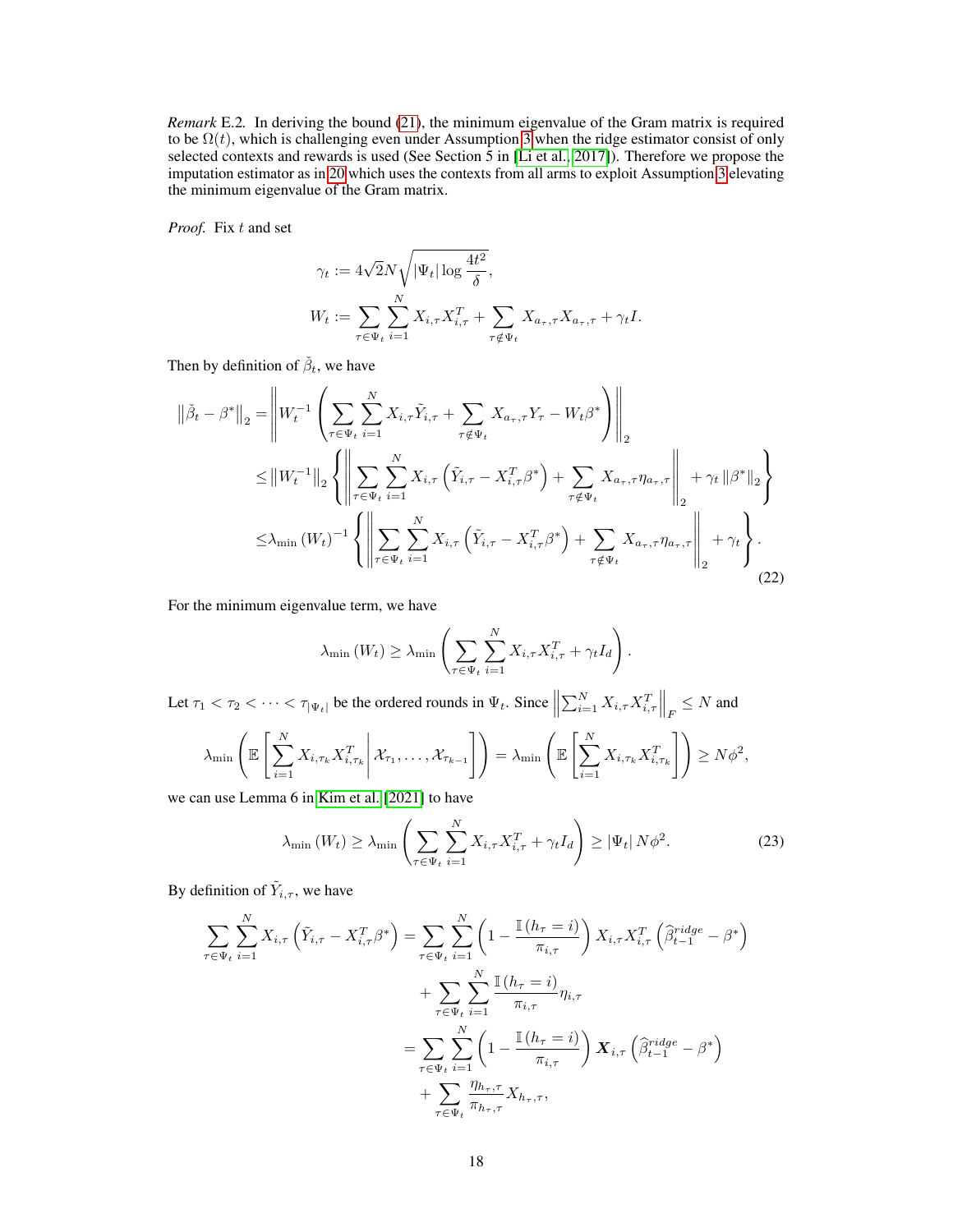*Remark* E.2. In deriving the bound (21), the minimum eigenvalue of the Gram matrix is required to be $\Omega(t)$, which is challenging even under Assumption 3 when the ridge estimator consist of only selected contexts and rewards is used (See Section 5 in [Li et al., 2017]). Therefore we propose the imputation estimator as in 20 which uses the contexts from all arms to exploit Assumption 3 elevating the minimum eigenvalue of the Gram matrix.

*Proof.* Fix $t$ and set

$$
\gamma_t := 4\sqrt{2}N\sqrt{|\Psi_t|\log\frac{4t^2}{\delta}},
$$

$$
W_t := \sum_{\tau\in\Psi_t}\sum_{i=1}^{N} X_{i,\tau}X_{i,\tau}^T + \sum_{\tau\notin\Psi_t} X_{a_\tau,\tau}X_{a_\tau,\tau} + \gamma_t I.
$$

Then by definition of $\check{\beta}_t$, we have

$$
\begin{aligned}
\left\|\check{\beta}_t - \beta^*\right\|_2 =& \left\| W_t^{-1}\left(\sum_{\tau\in\Psi_t}\sum_{i=1}^{N} X_{i,\tau}\tilde{Y}_{i,\tau} + \sum_{\tau\notin\Psi_t} X_{a_\tau,\tau}Y_\tau - W_t\beta^*\right)\right\|_2 \\
\leq& \left\|W_t^{-1}\right\|_2\left\{\left\|\sum_{\tau\in\Psi_t}\sum_{i=1}^{N} X_{i,\tau}\left(\tilde{Y}_{i,\tau} - X_{i,\tau}^T\beta^*\right) + \sum_{\tau\notin\Psi_t} X_{a_\tau,\tau}\eta_{a_\tau,\tau}\right\|_2 + \gamma_t\left\|\beta^*\right\|_2\right\} \\
\leq& \lambda_{\min}\left(W_t\right)^{-1}\left\{\left\|\sum_{\tau\in\Psi_t}\sum_{i=1}^{N} X_{i,\tau}\left(\tilde{Y}_{i,\tau} - X_{i,\tau}^T\beta^*\right) + \sum_{\tau\notin\Psi_t} X_{a_\tau,\tau}\eta_{a_\tau,\tau}\right\|_2 + \gamma_t\right\}.
\end{aligned}
\tag{22}
$$

For the minimum eigenvalue term, we have

$$
\lambda_{\min}\left(W_t\right) \geq \lambda_{\min}\left(\sum_{\tau\in\Psi_t}\sum_{i=1}^{N} X_{i,\tau}X_{i,\tau}^T + \gamma_t I_d\right).
$$

Let $\tau_1 < \tau_2 < \cdots < \tau_{|\Psi_t|}$ be the ordered rounds in $\Psi_t$. Since $\left\|\sum_{i=1}^{N} X_{i,\tau}X_{i,\tau}^T\right\|_F \leq N$ and

$$
\lambda_{\min}\left(\mathbb{E}\left[\sum_{i=1}^{N} X_{i,\tau_k}X_{i,\tau_k}^T\middle|\mathcal{X}_{\tau_1},\ldots,\mathcal{X}_{\tau_{k-1}}\right]\right) = \lambda_{\min}\left(\mathbb{E}\left[\sum_{i=1}^{N} X_{i,\tau_k}X_{i,\tau_k}^T\right]\right) \geq N\phi^2,
$$

we can use Lemma 6 in Kim et al. [2021] to have

$$
\lambda_{\min}\left(W_t\right) \geq \lambda_{\min}\left(\sum_{\tau\in\Psi_t}\sum_{i=1}^{N} X_{i,\tau}X_{i,\tau}^T + \gamma_t I_d\right) \geq |\Psi_t|\,N\phi^2. \tag{23}
$$

By definition of $\tilde{Y}_{i,\tau}$, we have

$$
\begin{aligned}
\sum_{\tau\in\Psi_t}\sum_{i=1}^{N} X_{i,\tau}\left(\tilde{Y}_{i,\tau} - X_{i,\tau}^T\beta^*\right) =& \sum_{\tau\in\Psi_t}\sum_{i=1}^{N}\left(1 - \frac{\mathbb{I}\left(h_\tau = i\right)}{\pi_{i,\tau}}\right) X_{i,\tau}X_{i,\tau}^T\left(\widehat{\beta}_{t-1}^{ridge} - \beta^*\right) \\
&+ \sum_{\tau\in\Psi_t}\sum_{i=1}^{N}\frac{\mathbb{I}\left(h_\tau = i\right)}{\pi_{i,\tau}}\eta_{i,\tau} \\
=& \sum_{\tau\in\Psi_t}\sum_{i=1}^{N}\left(1 - \frac{\mathbb{I}\left(h_\tau = i\right)}{\pi_{i,\tau}}\right)\boldsymbol{X}_{i,\tau}\left(\widehat{\beta}_{t-1}^{ridge} - \beta^*\right) \\
&+ \sum_{\tau\in\Psi_t}\frac{\eta_{h_\tau,\tau}}{\pi_{h_\tau,\tau}}X_{h_\tau,\tau},
\end{aligned}
$$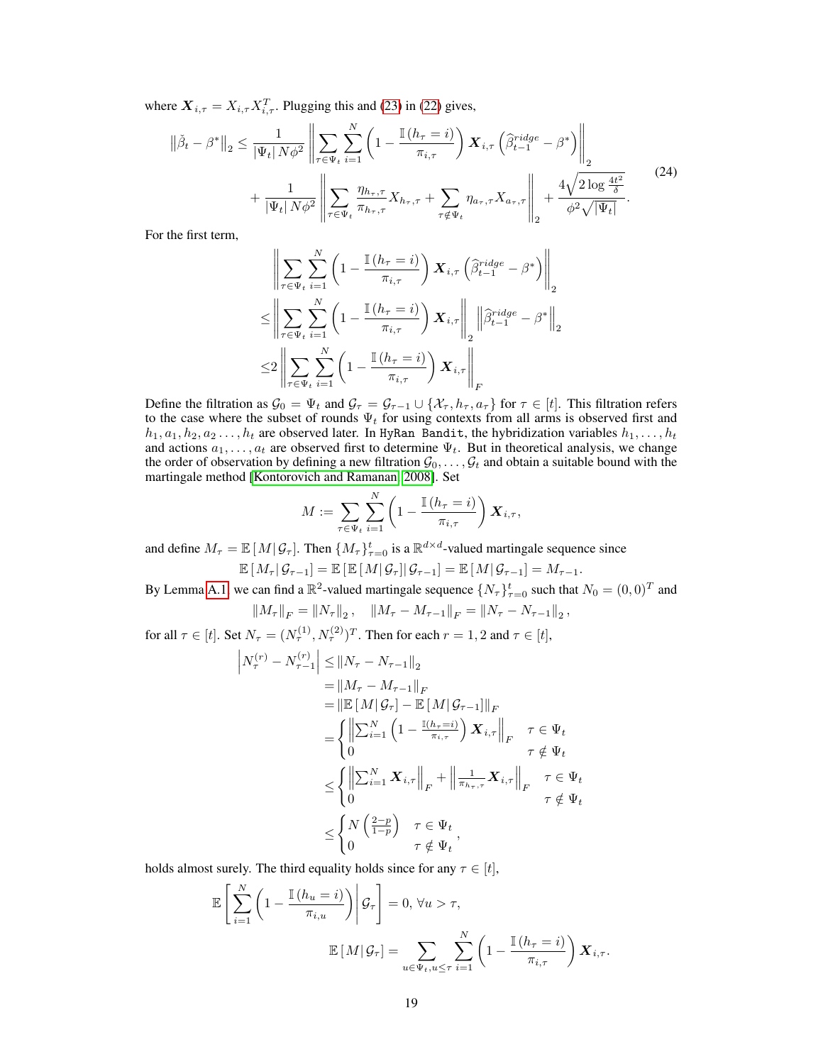where $\boldsymbol{X}_{i,\tau} = X_{i,\tau}X_{i,\tau}^T$. Plugging this and (23) in (22) gives,

$$
\begin{aligned}
\left\|\check{\beta}_t - \beta^*\right\|_2 \leq & \frac{1}{|\Psi_t| N\phi^2} \left\| \sum_{\tau\in\Psi_t}\sum_{i=1}^{N} \left(1 - \frac{\mathbb{I}(h_\tau = i)}{\pi_{i,\tau}}\right) \boldsymbol{X}_{i,\tau}\left(\widehat{\beta}_{t-1}^{ridge} - \beta^*\right)\right\|_2 \\
& + \frac{1}{|\Psi_t| N\phi^2}\left\| \sum_{\tau\in\Psi_t} \frac{\eta_{h_\tau,\tau}}{\pi_{h_\tau,\tau}} X_{h_\tau,\tau} + \sum_{\tau\notin\Psi_t} \eta_{a_\tau,\tau}X_{a_\tau,\tau}\right\|_2 + \frac{4\sqrt{2\log\frac{4t^2}{\delta}}}{\phi^2\sqrt{|\Psi_t|}}.
\end{aligned} \tag{24}
$$

For the first term,

$$
\begin{aligned}
&\left\| \sum_{\tau\in\Psi_t}\sum_{i=1}^{N} \left(1 - \frac{\mathbb{I}(h_\tau = i)}{\pi_{i,\tau}}\right) \boldsymbol{X}_{i,\tau}\left(\widehat{\beta}_{t-1}^{ridge} - \beta^*\right)\right\|_2 \\
\leq & \left\| \sum_{\tau\in\Psi_t}\sum_{i=1}^{N} \left(1 - \frac{\mathbb{I}(h_\tau = i)}{\pi_{i,\tau}}\right) \boldsymbol{X}_{i,\tau}\right\|_2 \left\|\widehat{\beta}_{t-1}^{ridge} - \beta^*\right\|_2 \\
\leq & 2\left\| \sum_{\tau\in\Psi_t}\sum_{i=1}^{N} \left(1 - \frac{\mathbb{I}(h_\tau = i)}{\pi_{i,\tau}}\right) \boldsymbol{X}_{i,\tau}\right\|_F
\end{aligned}
$$

Define the filtration as $\mathcal{G}_0 = \Psi_t$ and $\mathcal{G}_\tau = \mathcal{G}_{\tau-1} \cup \{\mathcal{X}_\tau, h_\tau, a_\tau\}$ for $\tau \in [t]$. This filtration refers to the case where the subset of rounds $\Psi_t$ for using contexts from all arms is observed first and $h_1, a_1, h_2, a_2 \ldots, h_t$ are observed later. In HyRan Bandit, the hybridization variables $h_1, \ldots, h_t$ and actions $a_1, \ldots, a_t$ are observed first to determine $\Psi_t$. But in theoretical analysis, we change the order of observation by defining a new filtration $\mathcal{G}_0, \ldots, \mathcal{G}_t$ and obtain a suitable bound with the martingale method [Kontorovich and Ramanan, 2008]. Set

$$
M := \sum_{\tau\in\Psi_t}\sum_{i=1}^{N} \left(1 - \frac{\mathbb{I}(h_\tau = i)}{\pi_{i,\tau}}\right) \boldsymbol{X}_{i,\tau},
$$

and define $M_\tau = \mathbb{E}\left[M\middle|\mathcal{G}_\tau\right]$. Then $\{M_\tau\}_{\tau=0}^t$ is a $\mathbb{R}^{d\times d}$-valued martingale sequence since

$$
\mathbb{E}\left[M_\tau\middle|\mathcal{G}_{\tau-1}\right] = \mathbb{E}\left[\mathbb{E}\left[M\middle|\mathcal{G}_\tau\right]\middle|\mathcal{G}_{\tau-1}\right] = \mathbb{E}\left[M\middle|\mathcal{G}_{\tau-1}\right] = M_{\tau-1}.
$$

By Lemma A.1 we can find a $\mathbb{R}^2$-valued martingale sequence $\{N_\tau\}_{\tau=0}^t$ such that $N_0 = (0,0)^T$ and

$$
\|M_\tau\|_F = \|N_\tau\|_2, \quad \|M_\tau - M_{\tau-1}\|_F = \|N_\tau - N_{\tau-1}\|_2,
$$

for all $\tau \in [t]$. Set $N_\tau = (N_\tau^{(1)}, N_\tau^{(2)})^T$. Then for each $r = 1, 2$ and $\tau \in [t]$,

$$
\begin{aligned}
\left|N_\tau^{(r)} - N_{\tau-1}^{(r)}\right| &\leq \|N_\tau - N_{\tau-1}\|_2 \\
&= \|M_\tau - M_{\tau-1}\|_F \\
&= \left\|\mathbb{E}\left[M\middle|\mathcal{G}_\tau\right] - \mathbb{E}\left[M\middle|\mathcal{G}_{\tau-1}\right]\right\|_F \\
&= \begin{cases} \left\|\sum_{i=1}^N \left(1 - \frac{\mathbb{I}(h_\tau = i)}{\pi_{i,\tau}}\right)\boldsymbol{X}_{i,\tau}\right\|_F & \tau \in \Psi_t \\ 0 & \tau \notin \Psi_t \end{cases} \\
&\leq \begin{cases} \left\|\sum_{i=1}^N \boldsymbol{X}_{i,\tau}\right\|_F + \left\|\frac{1}{\pi_{h_\tau,\tau}}\boldsymbol{X}_{i,\tau}\right\|_F & \tau \in \Psi_t \\ 0 & \tau \notin \Psi_t \end{cases} \\
&\leq \begin{cases} N\left(\frac{2-p}{1-p}\right) & \tau \in \Psi_t \\ 0 & \tau \notin \Psi_t \end{cases},
\end{aligned}
$$

holds almost surely. The third equality holds since for any $\tau \in [t]$,

$$
\mathbb{E}\left[\sum_{i=1}^N \left(1 - \frac{\mathbb{I}(h_u = i)}{\pi_{i,u}}\right)\middle|\mathcal{G}_\tau\right] = 0,\ \forall u > \tau,
$$

$$
\mathbb{E}\left[M\middle|\mathcal{G}_\tau\right] = \sum_{u\in\Psi_t, u\leq\tau}\sum_{i=1}^N \left(1 - \frac{\mathbb{I}(h_\tau = i)}{\pi_{i,\tau}}\right)\boldsymbol{X}_{i,\tau}.
$$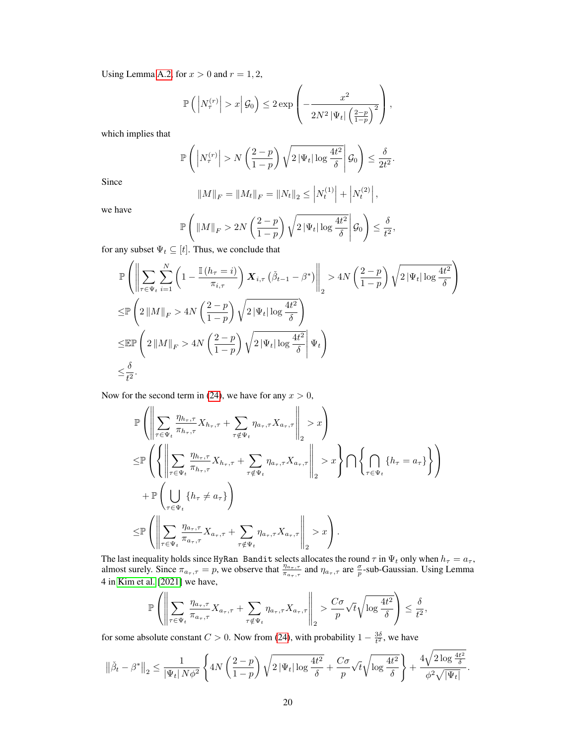Using Lemma A.2, for $x > 0$ and $r = 1, 2$,

$$\mathbb{P}\left(\left|N_\tau^{(r)}\right| > x \middle| \mathcal{G}_0\right) \leq 2\exp\left(-\frac{x^2}{2N^2\left|\Psi_t\right|\left(\frac{2-p}{1-p}\right)^2}\right),$$

which implies that

$$\mathbb{P}\left(\left|N_\tau^{(r)}\right| > N\left(\frac{2-p}{1-p}\right)\sqrt{2\left|\Psi_t\right|\log\frac{4t^2}{\delta}} \middle| \mathcal{G}_0\right) \leq \frac{\delta}{2t^2}.$$

Since

$$\|M\|_F = \|M_t\|_F = \|N_t\|_2 \leq \left|N_t^{(1)}\right| + \left|N_t^{(2)}\right|,$$

we have

$$\mathbb{P}\left(\|M\|_F > 2N\left(\frac{2-p}{1-p}\right)\sqrt{2\left|\Psi_t\right|\log\frac{4t^2}{\delta}} \middle| \mathcal{G}_0\right) \leq \frac{\delta}{t^2},$$

for any subset $\Psi_t \subseteq [t]$. Thus, we conclude that

$$\begin{aligned}
&\mathbb{P}\left(\left\|\sum_{\tau\in\Psi_t}\sum_{i=1}^{N}\left(1-\frac{\mathbb{I}\left(h_\tau = i\right)}{\pi_{i,\tau}}\right)\boldsymbol{X}_{i,\tau}\left(\check{\beta}_{t-1}-\beta^*\right)\right\|_2 > 4N\left(\frac{2-p}{1-p}\right)\sqrt{2\left|\Psi_t\right|\log\frac{4t^2}{\delta}}\right)\\
\leq&\mathbb{P}\left(2\|M\|_F > 4N\left(\frac{2-p}{1-p}\right)\sqrt{2\left|\Psi_t\right|\log\frac{4t^2}{\delta}}\right)\\
\leq&\mathbb{E}\mathbb{P}\left(2\|M\|_F > 4N\left(\frac{2-p}{1-p}\right)\sqrt{2\left|\Psi_t\right|\log\frac{4t^2}{\delta}}\middle|\Psi_t\right)\\
\leq&\frac{\delta}{t^2}.
\end{aligned}$$

Now for the second term in (24), we have for any $x > 0$,

$$\begin{aligned}
&\mathbb{P}\left(\left\|\sum_{\tau\in\Psi_t}\frac{\eta_{h_\tau,\tau}}{\pi_{h_\tau,\tau}}X_{h_\tau,\tau} + \sum_{\tau\notin\Psi_t}\eta_{a_\tau,\tau}X_{a_\tau,\tau}\right\|_2 > x\right)\\
\leq&\mathbb{P}\left(\left\{\left\|\sum_{\tau\in\Psi_t}\frac{\eta_{h_\tau,\tau}}{\pi_{h_\tau,\tau}}X_{h_\tau,\tau} + \sum_{\tau\notin\Psi_t}\eta_{a_\tau,\tau}X_{a_\tau,\tau}\right\|_2 > x\right\}\bigcap\left\{\bigcap_{\tau\in\Psi_t}\{h_\tau = a_\tau\}\right\}\right)\\
&+\mathbb{P}\left(\bigcup_{\tau\in\Psi_t}\{h_\tau \neq a_\tau\}\right)\\
\leq&\mathbb{P}\left(\left\|\sum_{\tau\in\Psi_t}\frac{\eta_{a_\tau,\tau}}{\pi_{a_\tau,\tau}}X_{a_\tau,\tau} + \sum_{\tau\notin\Psi_t}\eta_{a_\tau,\tau}X_{a_\tau,\tau}\right\|_2 > x\right).
\end{aligned}$$

The last inequality holds since `HyRan Bandit` selects allocates the round $\tau$ in $\Psi_t$ only when $h_\tau = a_\tau$, almost surely. Since $\pi_{a_\tau,\tau} = p$, we observe that $\frac{\eta_{a_\tau,\tau}}{\pi_{a_\tau,\tau}}$ and $\eta_{a_\tau,\tau}$ are $\frac{\sigma}{p}$-sub-Gaussian. Using Lemma 4 in Kim et al. [2021] we have,

$$\mathbb{P}\left(\left\|\sum_{\tau\in\Psi_t}\frac{\eta_{a_\tau,\tau}}{\pi_{a_\tau,\tau}}X_{a_\tau,\tau} + \sum_{\tau\notin\Psi_t}\eta_{a_\tau,\tau}X_{a_\tau,\tau}\right\|_2 > \frac{C\sigma}{p}\sqrt{t}\sqrt{\log\frac{4t^2}{\delta}}\right) \leq \frac{\delta}{t^2},$$

for some absolute constant $C > 0$. Now from (24), with probability $1 - \frac{3\delta}{t^2}$, we have

$$\left\|\check{\beta}_t - \beta^*\right\|_2 \leq \frac{1}{\left|\Psi_t\right|N\phi^2}\left\{4N\left(\frac{2-p}{1-p}\right)\sqrt{2\left|\Psi_t\right|\log\frac{4t^2}{\delta}} + \frac{C\sigma}{p}\sqrt{t}\sqrt{\log\frac{4t^2}{\delta}}\right\} + \frac{4\sqrt{2\log\frac{4t^2}{\delta}}}{\phi^2\sqrt{\left|\Psi_t\right|}}.$$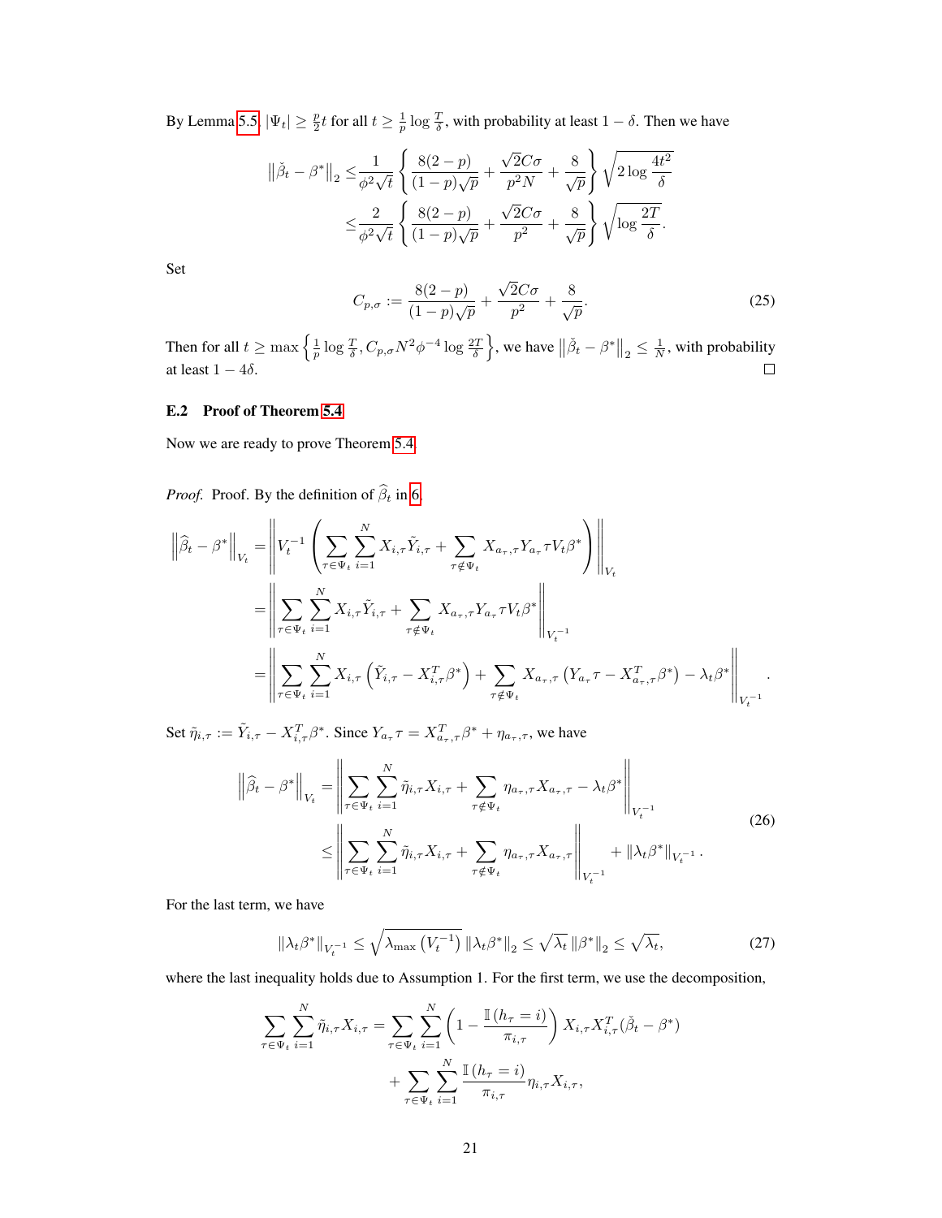By Lemma 5.5, $|\Psi_t| \geq \frac{p}{2}t$ for all $t \geq \frac{1}{p}\log\frac{T}{\delta}$, with probability at least $1-\delta$. Then we have

$$
\begin{aligned}
\left\|\check{\beta}_t - \beta^*\right\|_2 \leq & \frac{1}{\phi^2\sqrt{t}}\left\{\frac{8(2-p)}{(1-p)\sqrt{p}} + \frac{\sqrt{2}C\sigma}{p^2 N} + \frac{8}{\sqrt{p}}\right\}\sqrt{2\log\frac{4t^2}{\delta}} \\
\leq & \frac{2}{\phi^2\sqrt{t}}\left\{\frac{8(2-p)}{(1-p)\sqrt{p}} + \frac{\sqrt{2}C\sigma}{p^2} + \frac{8}{\sqrt{p}}\right\}\sqrt{\log\frac{2T}{\delta}}.
\end{aligned}
$$

Set

$$
C_{p,\sigma} := \frac{8(2-p)}{(1-p)\sqrt{p}} + \frac{\sqrt{2}C\sigma}{p^2} + \frac{8}{\sqrt{p}}. \tag{25}
$$

Then for all $t \geq \max\left\{\frac{1}{p}\log\frac{T}{\delta}, C_{p,\sigma}N^2\phi^{-4}\log\frac{2T}{\delta}\right\}$, we have $\left\|\check{\beta}_t - \beta^*\right\|_2 \leq \frac{1}{N}$, with probability at least $1-4\delta$. $\square$

### E.2 Proof of Theorem 5.4

Now we are ready to prove Theorem 5.4.

*Proof.* Proof. By the definition of $\widehat{\beta}_t$ in 6,

$$
\begin{aligned}
\left\|\widehat{\beta}_t - \beta^*\right\|_{V_t} =& \left\|V_t^{-1}\left(\sum_{\tau\in\Psi_t}\sum_{i=1}^N X_{i,\tau}\tilde{Y}_{i,\tau} + \sum_{\tau\notin\Psi_t} X_{a_\tau,\tau}Y_{a_\tau}\tau V_t\beta^*\right)\right\|_{V_t} \\
=& \left\|\sum_{\tau\in\Psi_t}\sum_{i=1}^N X_{i,\tau}\tilde{Y}_{i,\tau} + \sum_{\tau\notin\Psi_t} X_{a_\tau,\tau}Y_{a_\tau}\tau V_t\beta^*\right\|_{V_t^{-1}} \\
=& \left\|\sum_{\tau\in\Psi_t}\sum_{i=1}^N X_{i,\tau}\left(\tilde{Y}_{i,\tau} - X_{i,\tau}^T\beta^*\right) + \sum_{\tau\notin\Psi_t} X_{a_\tau,\tau}\left(Y_{a_\tau}\tau - X_{a_\tau,\tau}^T\beta^*\right) - \lambda_t\beta^*\right\|_{V_t^{-1}}.
\end{aligned}
$$

Set $\tilde{\eta}_{i,\tau} := \tilde{Y}_{i,\tau} - X_{i,\tau}^T\beta^*$. Since $Y_{a_\tau}\tau = X_{a_\tau,\tau}^T\beta^* + \eta_{a_\tau,\tau}$, we have

$$
\begin{aligned}
\left\|\widehat{\beta}_t - \beta^*\right\|_{V_t} =& \left\|\sum_{\tau\in\Psi_t}\sum_{i=1}^N \tilde{\eta}_{i,\tau}X_{i,\tau} + \sum_{\tau\notin\Psi_t}\eta_{a_\tau,\tau}X_{a_\tau,\tau} - \lambda_t\beta^*\right\|_{V_t^{-1}} \\
\leq& \left\|\sum_{\tau\in\Psi_t}\sum_{i=1}^N \tilde{\eta}_{i,\tau}X_{i,\tau} + \sum_{\tau\notin\Psi_t}\eta_{a_\tau,\tau}X_{a_\tau,\tau}\right\|_{V_t^{-1}} + \left\|\lambda_t\beta^*\right\|_{V_t^{-1}}.
\end{aligned} \tag{26}
$$

For the last term, we have

$$
\left\|\lambda_t\beta^*\right\|_{V_t^{-1}} \leq \sqrt{\lambda_{\max}\left(V_t^{-1}\right)}\left\|\lambda_t\beta^*\right\|_2 \leq \sqrt{\lambda_t}\left\|\beta^*\right\|_2 \leq \sqrt{\lambda_t}, \tag{27}
$$

where the last inequality holds due to Assumption 1. For the first term, we use the decomposition,

$$
\begin{aligned}
\sum_{\tau\in\Psi_t}\sum_{i=1}^N \tilde{\eta}_{i,\tau}X_{i,\tau} =& \sum_{\tau\in\Psi_t}\sum_{i=1}^N\left(1 - \frac{\mathbb{I}\left(h_\tau = i\right)}{\pi_{i,\tau}}\right)X_{i,\tau}X_{i,\tau}^T(\check{\beta}_t - \beta^*) \\
&+ \sum_{\tau\in\Psi_t}\sum_{i=1}^N\frac{\mathbb{I}\left(h_\tau = i\right)}{\pi_{i,\tau}}\eta_{i,\tau}X_{i,\tau},
\end{aligned}
$$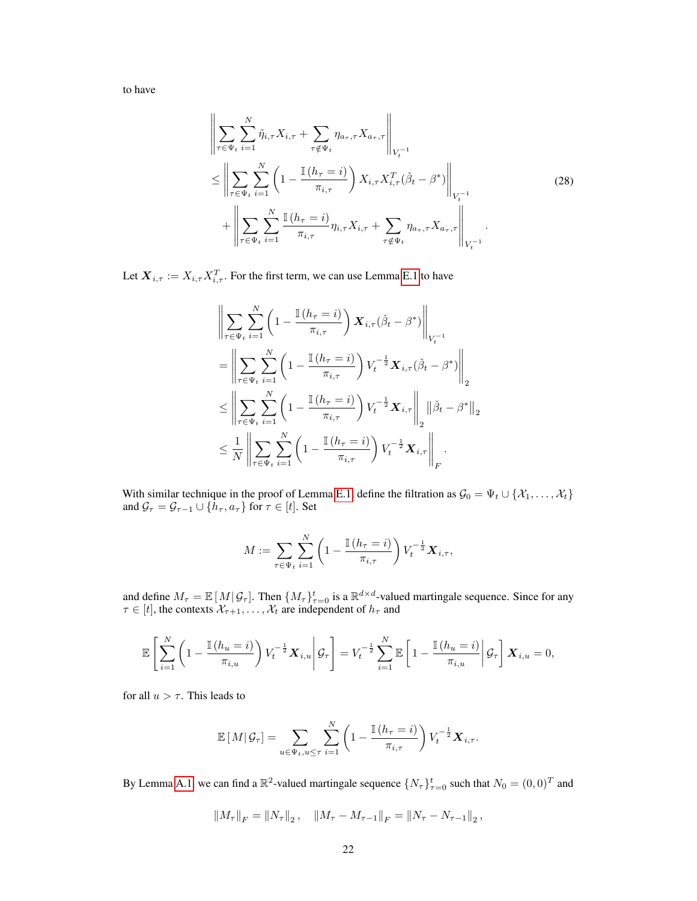to have

$$
\begin{aligned}
&\left\| \sum_{\tau \in \Psi_t} \sum_{i=1}^{N} \tilde{\eta}_{i,\tau} X_{i,\tau} + \sum_{\tau \notin \Psi_t} \eta_{a_\tau,\tau} X_{a_\tau,\tau} \right\|_{V_t^{-1}} \\
&\leq \left\| \sum_{\tau \in \Psi_t} \sum_{i=1}^{N} \left( 1 - \frac{\mathbb{I}\left(h_\tau = i\right)}{\pi_{i,\tau}} \right) X_{i,\tau} X_{i,\tau}^T (\check{\beta}_t - \beta^*) \right\|_{V_t^{-1}} \\
&\quad + \left\| \sum_{\tau \in \Psi_t} \sum_{i=1}^{N} \frac{\mathbb{I}\left(h_\tau = i\right)}{\pi_{i,\tau}} \eta_{i,\tau} X_{i,\tau} + \sum_{\tau \notin \Psi_t} \eta_{a_\tau,\tau} X_{a_\tau,\tau} \right\|_{V_t^{-1}} .
\end{aligned} \tag{28}
$$

Let $\boldsymbol{X}_{i,\tau} := X_{i,\tau} X_{i,\tau}^T$. For the first term, we can use Lemma E.1 to have

$$
\begin{aligned}
&\left\| \sum_{\tau \in \Psi_t} \sum_{i=1}^{N} \left( 1 - \frac{\mathbb{I}\left(h_\tau = i\right)}{\pi_{i,\tau}} \right) \boldsymbol{X}_{i,\tau} (\check{\beta}_t - \beta^*) \right\|_{V_t^{-1}} \\
&= \left\| \sum_{\tau \in \Psi_t} \sum_{i=1}^{N} \left( 1 - \frac{\mathbb{I}\left(h_\tau = i\right)}{\pi_{i,\tau}} \right) V_t^{-\frac{1}{2}} \boldsymbol{X}_{i,\tau} (\check{\beta}_t - \beta^*) \right\|_2 \\
&\leq \left\| \sum_{\tau \in \Psi_t} \sum_{i=1}^{N} \left( 1 - \frac{\mathbb{I}\left(h_\tau = i\right)}{\pi_{i,\tau}} \right) V_t^{-\frac{1}{2}} \boldsymbol{X}_{i,\tau} \right\|_2 \left\| \check{\beta}_t - \beta^* \right\|_2 \\
&\leq \frac{1}{N} \left\| \sum_{\tau \in \Psi_t} \sum_{i=1}^{N} \left( 1 - \frac{\mathbb{I}\left(h_\tau = i\right)}{\pi_{i,\tau}} \right) V_t^{-\frac{1}{2}} \boldsymbol{X}_{i,\tau} \right\|_F .
\end{aligned}
$$

With similar technique in the proof of Lemma E.1, define the filtration as $\mathcal{G}_0 = \Psi_t \cup \{\mathcal{X}_1, \ldots, \mathcal{X}_t\}$ and $\mathcal{G}_\tau = \mathcal{G}_{\tau-1} \cup \{h_\tau, a_\tau\}$ for $\tau \in [t]$. Set

$$
M := \sum_{\tau \in \Psi_t} \sum_{i=1}^{N} \left( 1 - \frac{\mathbb{I}\left(h_\tau = i\right)}{\pi_{i,\tau}} \right) V_t^{-\frac{1}{2}} \boldsymbol{X}_{i,\tau},
$$

and define $M_\tau = \mathbb{E}\left[ M \middle| \mathcal{G}_\tau \right]$. Then $\{M_\tau\}_{\tau=0}^{t}$ is a $\mathbb{R}^{d \times d}$-valued martingale sequence. Since for any $\tau \in [t]$, the contexts $\mathcal{X}_{\tau+1}, \ldots, \mathcal{X}_t$ are independent of $h_\tau$ and

$$
\mathbb{E}\left[ \sum_{i=1}^{N} \left( 1 - \frac{\mathbb{I}\left(h_u = i\right)}{\pi_{i,u}} \right) V_t^{-\frac{1}{2}} \boldsymbol{X}_{i,u} \middle| \mathcal{G}_\tau \right] = V_t^{-\frac{1}{2}} \sum_{i=1}^{N} \mathbb{E}\left[ 1 - \frac{\mathbb{I}\left(h_u = i\right)}{\pi_{i,u}} \middle| \mathcal{G}_\tau \right] \boldsymbol{X}_{i,u} = 0,
$$

for all $u > \tau$. This leads to

$$
\mathbb{E}\left[ M \middle| \mathcal{G}_\tau \right] = \sum_{u \in \Psi_t, u \leq \tau} \sum_{i=1}^{N} \left( 1 - \frac{\mathbb{I}\left(h_\tau = i\right)}{\pi_{i,\tau}} \right) V_t^{-\frac{1}{2}} \boldsymbol{X}_{i,\tau}.
$$

By Lemma A.1, we can find a $\mathbb{R}^2$-valued martingale sequence $\{N_\tau\}_{\tau=0}^{t}$ such that $N_0 = (0,0)^T$ and

$$
\left\| M_\tau \right\|_F = \left\| N_\tau \right\|_2 , \quad \left\| M_\tau - M_{\tau-1} \right\|_F = \left\| N_\tau - N_{\tau-1} \right\|_2 ,
$$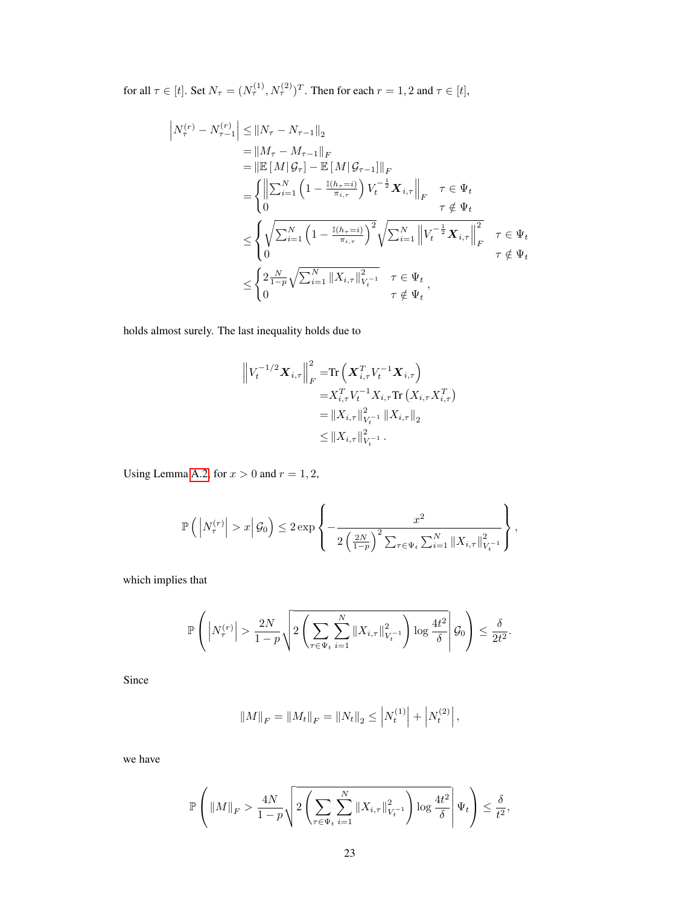for all $\tau \in [t]$. Set $N_\tau = (N_\tau^{(1)}, N_\tau^{(2)})^T$. Then for each $r = 1, 2$ and $\tau \in [t]$,

$$
\begin{aligned}
\left| N_\tau^{(r)} - N_{\tau-1}^{(r)} \right| &\leq \left\| N_\tau - N_{\tau-1} \right\|_2 \\
&= \left\| M_\tau - M_{\tau-1} \right\|_F \\
&= \left\| \mathbb{E}\left[ M \middle| \mathcal{G}_\tau \right] - \mathbb{E}\left[ M \middle| \mathcal{G}_{\tau-1} \right] \right\|_F \\
&= \begin{cases} \left\| \sum_{i=1}^N \left( 1 - \frac{\mathbb{I}(h_\tau = i)}{\pi_{i,\tau}} \right) V_t^{-\frac{1}{2}} \boldsymbol{X}_{i,\tau} \right\|_F & \tau \in \Psi_t \\ 0 & \tau \notin \Psi_t \end{cases} \\
&\leq \begin{cases} \sqrt{\sum_{i=1}^N \left( 1 - \frac{\mathbb{I}(h_\tau = i)}{\pi_{i,\tau}} \right)^2} \sqrt{\sum_{i=1}^N \left\| V_t^{-\frac{1}{2}} \boldsymbol{X}_{i,\tau} \right\|_F^2} & \tau \in \Psi_t \\ 0 & \tau \notin \Psi_t \end{cases} \\
&\leq \begin{cases} 2\frac{N}{1-p} \sqrt{\sum_{i=1}^N \left\| X_{i,\tau} \right\|_{V_t^{-1}}^2} & \tau \in \Psi_t \\ 0 & \tau \notin \Psi_t \end{cases},
\end{aligned}
$$

holds almost surely. The last inequality holds due to

$$
\begin{aligned}
\left\| V_t^{-1/2} \boldsymbol{X}_{i,\tau} \right\|_F^2 &= \mathrm{Tr}\left( \boldsymbol{X}_{i,\tau}^T V_t^{-1} \boldsymbol{X}_{i,\tau} \right) \\
&= X_{i,\tau}^T V_t^{-1} X_{i,\tau} \mathrm{Tr}\left( X_{i,\tau} X_{i,\tau}^T \right) \\
&= \left\| X_{i,\tau} \right\|_{V_t^{-1}}^2 \left\| X_{i,\tau} \right\|_2 \\
&\leq \left\| X_{i,\tau} \right\|_{V_t^{-1}}^2 .
\end{aligned}
$$

Using Lemma A.2, for $x > 0$ and $r = 1, 2$,

$$
\mathbb{P}\left( \left| N_\tau^{(r)} \right| > x \middle| \mathcal{G}_0 \right) \leq 2 \exp\left\{ -\frac{x^2}{2\left( \frac{2N}{1-p} \right)^2 \sum_{\tau \in \Psi_t} \sum_{i=1}^N \left\| X_{i,\tau} \right\|_{V_t^{-1}}^2} \right\},
$$

which implies that

$$
\mathbb{P}\left( \left| N_\tau^{(r)} \right| > \frac{2N}{1-p} \sqrt{2\left( \sum_{\tau \in \Psi_t} \sum_{i=1}^N \left\| X_{i,\tau} \right\|_{V_t^{-1}}^2 \right) \log \frac{4t^2}{\delta}} \middle| \mathcal{G}_0 \right) \leq \frac{\delta}{2t^2}.
$$

Since

$$
\left\| M \right\|_F = \left\| M_t \right\|_F = \left\| N_t \right\|_2 \leq \left| N_t^{(1)} \right| + \left| N_t^{(2)} \right|,
$$

we have

$$
\mathbb{P}\left( \left\| M \right\|_F > \frac{4N}{1-p} \sqrt{2\left( \sum_{\tau \in \Psi_t} \sum_{i=1}^N \left\| X_{i,\tau} \right\|_{V_t^{-1}}^2 \right) \log \frac{4t^2}{\delta}} \middle| \Psi_t \right) \leq \frac{\delta}{t^2},
$$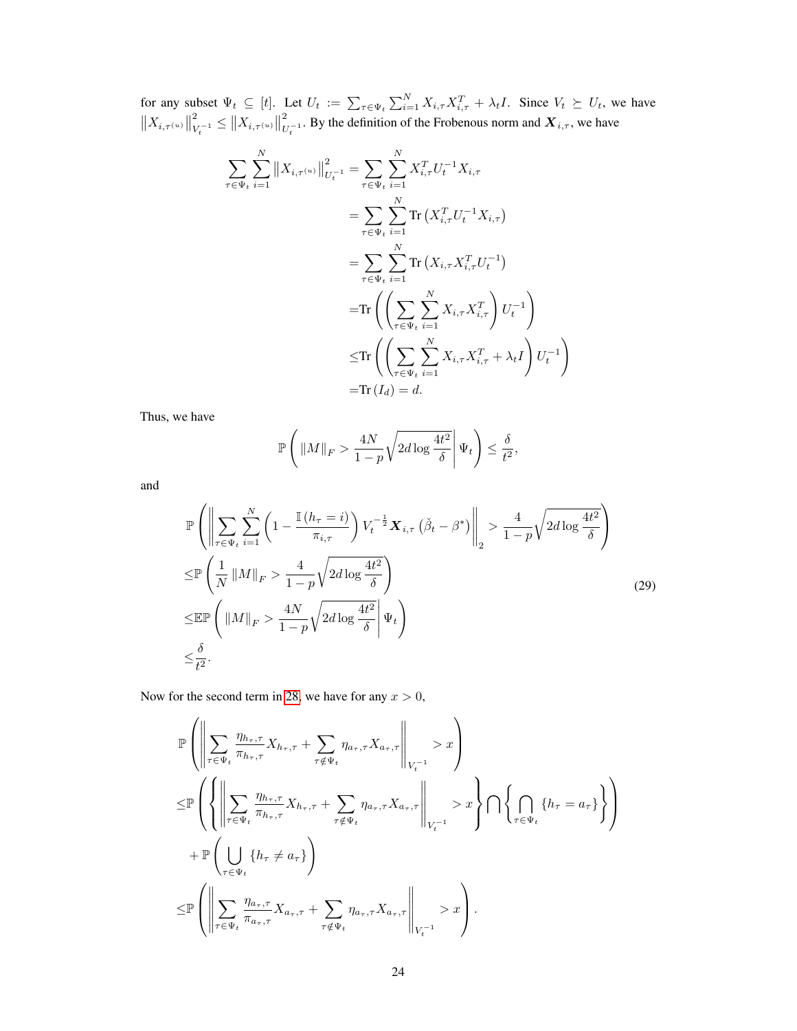for any subset $\Psi_t \subseteq [t]$. Let $U_t := \sum_{\tau \in \Psi_t} \sum_{i=1}^N X_{i,\tau} X_{i,\tau}^T + \lambda_t I$. Since $V_t \succeq U_t$, we have $\left\|X_{i,\tau^{(u)}}\right\|_{V_t^{-1}}^2 \leq \left\|X_{i,\tau^{(u)}}\right\|_{U_t^{-1}}^2$. By the definition of the Frobenous norm and $\boldsymbol{X}_{i,\tau}$, we have

$$
\begin{aligned}
\sum_{\tau \in \Psi_t} \sum_{i=1}^N \left\|X_{i,\tau^{(u)}}\right\|_{U_t^{-1}}^2 &= \sum_{\tau \in \Psi_t} \sum_{i=1}^N X_{i,\tau}^T U_t^{-1} X_{i,\tau} \\
&= \sum_{\tau \in \Psi_t} \sum_{i=1}^N \operatorname{Tr}\left(X_{i,\tau}^T U_t^{-1} X_{i,\tau}\right) \\
&= \sum_{\tau \in \Psi_t} \sum_{i=1}^N \operatorname{Tr}\left(X_{i,\tau} X_{i,\tau}^T U_t^{-1}\right) \\
&= \operatorname{Tr}\left(\left(\sum_{\tau \in \Psi_t} \sum_{i=1}^N X_{i,\tau} X_{i,\tau}^T\right) U_t^{-1}\right) \\
&\leq \operatorname{Tr}\left(\left(\sum_{\tau \in \Psi_t} \sum_{i=1}^N X_{i,\tau} X_{i,\tau}^T + \lambda_t I\right) U_t^{-1}\right) \\
&= \operatorname{Tr}\left(I_d\right) = d.
\end{aligned}
$$

Thus, we have

$$
\mathbb{P}\left(\|M\|_F > \frac{4N}{1-p}\sqrt{2d\log\frac{4t^2}{\delta}} \,\middle|\, \Psi_t\right) \leq \frac{\delta}{t^2},
$$

and

$$
\begin{aligned}
&\mathbb{P}\left(\left\|\sum_{\tau \in \Psi_t} \sum_{i=1}^N \left(1 - \frac{\mathbb{I}\left(h_\tau = i\right)}{\pi_{i,\tau}}\right) V_t^{-\frac{1}{2}} \boldsymbol{X}_{i,\tau}\left(\breve{\beta}_t - \beta^*\right)\right\|_2 > \frac{4}{1-p}\sqrt{2d\log\frac{4t^2}{\delta}}\right) \\
\leq &\mathbb{P}\left(\frac{1}{N}\|M\|_F > \frac{4}{1-p}\sqrt{2d\log\frac{4t^2}{\delta}}\right) \\
\leq &\mathbb{E}\mathbb{P}\left(\|M\|_F > \frac{4N}{1-p}\sqrt{2d\log\frac{4t^2}{\delta}} \,\middle|\, \Psi_t\right) \\
\leq &\frac{\delta}{t^2}.
\end{aligned} \tag{29}
$$

Now for the second term in 28, we have for any $x > 0$,

$$
\begin{aligned}
&\mathbb{P}\left(\left\|\sum_{\tau \in \Psi_t} \frac{\eta_{h_\tau,\tau}}{\pi_{h_\tau,\tau}} X_{h_\tau,\tau} + \sum_{\tau \notin \Psi_t} \eta_{a_\tau,\tau} X_{a_\tau,\tau}\right\|_{V_t^{-1}} > x\right) \\
\leq &\mathbb{P}\left(\left\{\left\|\sum_{\tau \in \Psi_t} \frac{\eta_{h_\tau,\tau}}{\pi_{h_\tau,\tau}} X_{h_\tau,\tau} + \sum_{\tau \notin \Psi_t} \eta_{a_\tau,\tau} X_{a_\tau,\tau}\right\|_{V_t^{-1}} > x\right\} \bigcap \left\{\bigcap_{\tau \in \Psi_t} \left\{h_\tau = a_\tau\right\}\right\}\right) \\
&+ \mathbb{P}\left(\bigcup_{\tau \in \Psi_t} \left\{h_\tau \neq a_\tau\right\}\right) \\
\leq &\mathbb{P}\left(\left\|\sum_{\tau \in \Psi_t} \frac{\eta_{a_\tau,\tau}}{\pi_{a_\tau,\tau}} X_{a_\tau,\tau} + \sum_{\tau \notin \Psi_t} \eta_{a_\tau,\tau} X_{a_\tau,\tau}\right\|_{V_t^{-1}} > x\right).
\end{aligned}
$$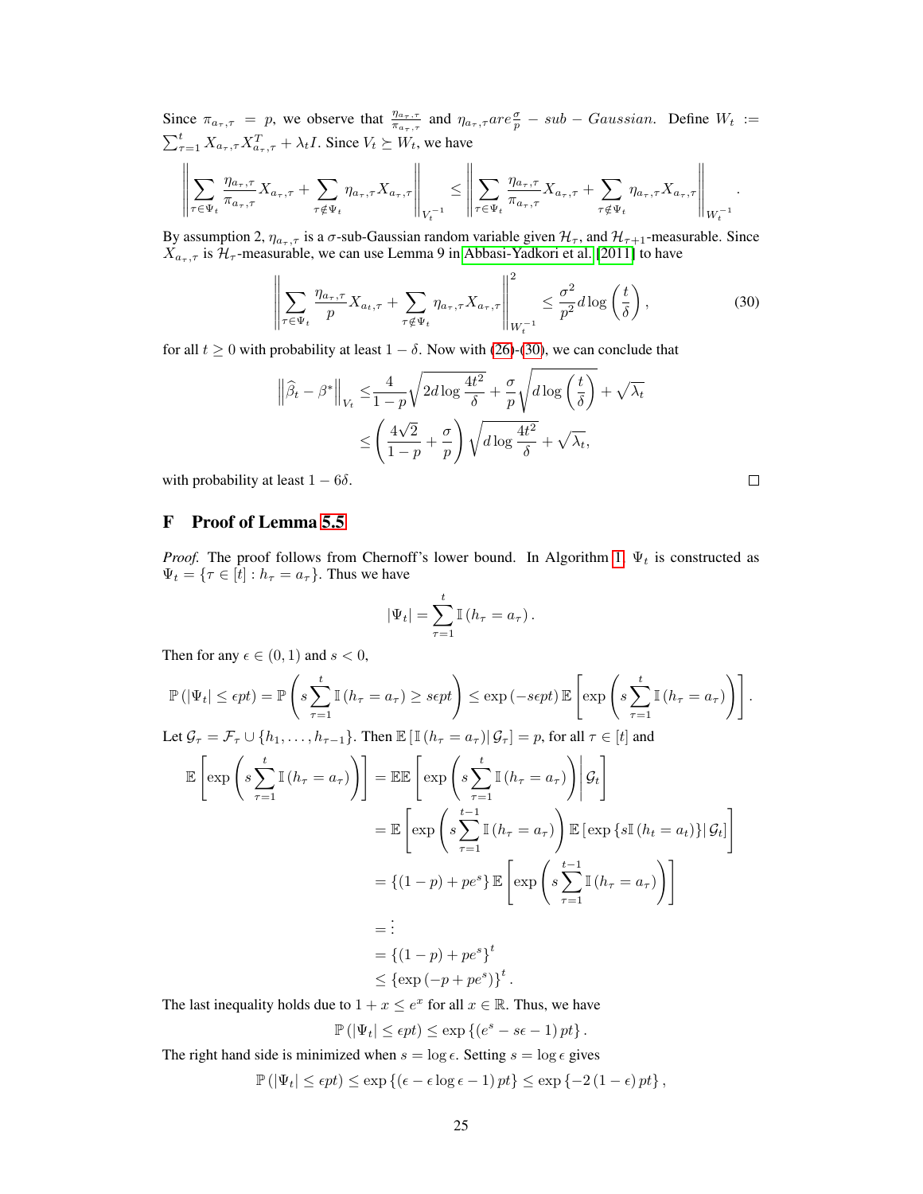Since $\pi_{a_\tau,\tau} = p$, we observe that $\frac{\eta_{a_\tau,\tau}}{\pi_{a_\tau,\tau}}$ and $\eta_{a_\tau,\tau} are \frac{\sigma}{p} - sub - Gaussian.$ Define $W_t := \sum_{\tau=1}^{t} X_{a_\tau,\tau} X_{a_\tau,\tau}^T + \lambda_t I$. Since $V_t \succeq W_t$, we have

$$\left\| \sum_{\tau \in \Psi_t} \frac{\eta_{a_\tau,\tau}}{\pi_{a_\tau,\tau}} X_{a_\tau,\tau} + \sum_{\tau \notin \Psi_t} \eta_{a_\tau,\tau} X_{a_\tau,\tau} \right\|_{V_t^{-1}} \leq \left\| \sum_{\tau \in \Psi_t} \frac{\eta_{a_\tau,\tau}}{\pi_{a_\tau,\tau}} X_{a_\tau,\tau} + \sum_{\tau \notin \Psi_t} \eta_{a_\tau,\tau} X_{a_\tau,\tau} \right\|_{W_t^{-1}}.$$

By assumption 2, $\eta_{a_\tau,\tau}$ is a $\sigma$-sub-Gaussian random variable given $\mathcal{H}_\tau$, and $\mathcal{H}_{\tau+1}$-measurable. Since $X_{a_\tau,\tau}$ is $\mathcal{H}_\tau$-measurable, we can use Lemma 9 in Abbasi-Yadkori et al. [2011] to have

$$\left\| \sum_{\tau \in \Psi_t} \frac{\eta_{a_\tau,\tau}}{p} X_{a_t,\tau} + \sum_{\tau \notin \Psi_t} \eta_{a_\tau,\tau} X_{a_\tau,\tau} \right\|_{W_t^{-1}}^2 \leq \frac{\sigma^2}{p^2} d \log\left(\frac{t}{\delta}\right), \tag{30}$$

for all $t \geq 0$ with probability at least $1-\delta$. Now with (26)-(30), we can conclude that

$$\begin{aligned}
\left\| \widehat{\beta}_t - \beta^* \right\|_{V_t} &\leq \frac{4}{1-p} \sqrt{2d \log \frac{4t^2}{\delta}} + \frac{\sigma}{p} \sqrt{d \log\left(\frac{t}{\delta}\right)} + \sqrt{\lambda_t} \\
&\leq \left( \frac{4\sqrt{2}}{1-p} + \frac{\sigma}{p} \right) \sqrt{d \log \frac{4t^2}{\delta}} + \sqrt{\lambda_t},
\end{aligned}$$

with probability at least $1 - 6\delta$. □

# F Proof of Lemma 5.5

*Proof.* The proof follows from Chernoff's lower bound. In Algorithm 1, $\Psi_t$ is constructed as $\Psi_t = \{\tau \in [t] : h_\tau = a_\tau\}$. Thus we have

$$|\Psi_t| = \sum_{\tau=1}^{t} \mathbb{I}\left(h_\tau = a_\tau\right).$$

Then for any $\epsilon \in (0,1)$ and $s < 0$,

$$\mathbb{P}\left(|\Psi_t| \leq \epsilon p t\right) = \mathbb{P}\left( s \sum_{\tau=1}^{t} \mathbb{I}\left(h_\tau = a_\tau\right) \geq s\epsilon p t \right) \leq \exp\left(-s\epsilon p t\right) \mathbb{E}\left[ \exp\left( s \sum_{\tau=1}^{t} \mathbb{I}\left(h_\tau = a_\tau\right) \right) \right].$$

Let $\mathcal{G}_\tau = \mathcal{F}_\tau \cup \{h_1, \ldots, h_{\tau-1}\}$. Then $\mathbb{E}\left[\mathbb{I}\left(h_\tau = a_\tau\right) \middle| \mathcal{G}_\tau\right] = p$, for all $\tau \in [t]$ and

$$\begin{aligned}
\mathbb{E}\left[ \exp\left( s \sum_{\tau=1}^{t} \mathbb{I}\left(h_\tau = a_\tau\right) \right) \right] &= \mathbb{E}\mathbb{E}\left[ \exp\left( s \sum_{\tau=1}^{t} \mathbb{I}\left(h_\tau = a_\tau\right) \right) \middle| \mathcal{G}_t \right] \\
&= \mathbb{E}\left[ \exp\left( s \sum_{\tau=1}^{t-1} \mathbb{I}\left(h_\tau = a_\tau\right) \right) \mathbb{E}\left[ \exp\left\{ s \mathbb{I}\left(h_t = a_t\right) \right\} \middle| \mathcal{G}_t \right] \right] \\
&= \left\{ (1-p) + p e^s \right\} \mathbb{E}\left[ \exp\left( s \sum_{\tau=1}^{t-1} \mathbb{I}\left(h_\tau = a_\tau\right) \right) \right] \\
&= \vdots \\
&= \left\{ (1-p) + p e^s \right\}^t \\
&\leq \left\{ \exp\left(-p + p e^s\right) \right\}^t.
\end{aligned}$$

The last inequality holds due to $1 + x \leq e^x$ for all $x \in \mathbb{R}$. Thus, we have

$$\mathbb{P}\left(|\Psi_t| \leq \epsilon p t\right) \leq \exp\left\{ \left(e^s - s\epsilon - 1\right) p t \right\}.$$

The right hand side is minimized when $s = \log \epsilon$. Setting $s = \log \epsilon$ gives

$$\mathbb{P}\left(|\Psi_t| \leq \epsilon p t\right) \leq \exp\left\{ \left(\epsilon - \epsilon \log \epsilon - 1\right) p t \right\} \leq \exp\left\{ -2\left(1-\epsilon\right) p t \right\},$$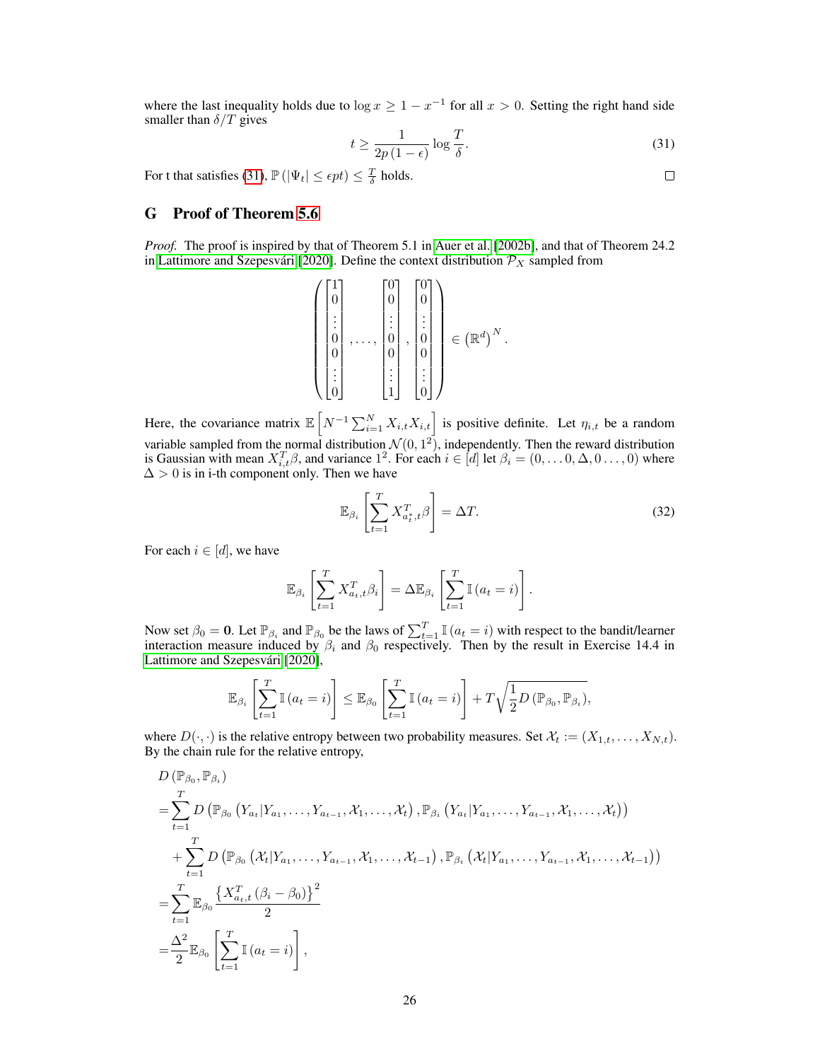where the last inequality holds due to $\log x \geq 1 - x^{-1}$ for all $x > 0$. Setting the right hand side smaller than $\delta/T$ gives

$$t \geq \frac{1}{2p(1-\epsilon)} \log \frac{T}{\delta}. \tag{31}$$

For t that satisfies (31), $\mathbb{P}(|\Psi_t| \leq \epsilon pt) \leq \frac{T}{\delta}$ holds. $\square$

## G Proof of Theorem 5.6

*Proof.* The proof is inspired by that of Theorem 5.1 in Auer et al. [2002b], and that of Theorem 24.2 in Lattimore and Szepesvári [2020]. Define the context distribution $\mathcal{P}_X$ sampled from

$$\left( \begin{bmatrix} 1 \\ 0 \\ \vdots \\ 0 \\ 0 \\ \vdots \\ 0 \end{bmatrix}, \ldots, \begin{bmatrix} 0 \\ 0 \\ \vdots \\ 0 \\ 0 \\ \vdots \\ 1 \end{bmatrix}, \begin{bmatrix} 0 \\ 0 \\ \vdots \\ 0 \\ 0 \\ \vdots \\ 0 \end{bmatrix} \right) \in \left(\mathbb{R}^d\right)^N.$$

Here, the covariance matrix $\mathbb{E}\left[N^{-1}\sum_{i=1}^N X_{i,t}X_{i,t}\right]$ is positive definite. Let $\eta_{i,t}$ be a random variable sampled from the normal distribution $\mathcal{N}(0, 1^2)$, independently. Then the reward distribution is Gaussian with mean $X_{i,t}^T\beta$, and variance $1^2$. For each $i \in [d]$ let $\beta_i = (0, \ldots 0, \Delta, 0 \ldots, 0)$ where $\Delta > 0$ is in i-th component only. Then we have

$$\mathbb{E}_{\beta_i}\left[\sum_{t=1}^T X_{a_t^*,t}^T \beta\right] = \Delta T. \tag{32}$$

For each $i \in [d]$, we have

$$\mathbb{E}_{\beta_i}\left[\sum_{t=1}^T X_{a_t,t}^T \beta_i\right] = \Delta \mathbb{E}_{\beta_i}\left[\sum_{t=1}^T \mathbb{I}(a_t = i)\right].$$

Now set $\beta_0 = \mathbf{0}$. Let $\mathbb{P}_{\beta_i}$ and $\mathbb{P}_{\beta_0}$ be the laws of $\sum_{t=1}^T \mathbb{I}(a_t = i)$ with respect to the bandit/learner interaction measure induced by $\beta_i$ and $\beta_0$ respectively. Then by the result in Exercise 14.4 in Lattimore and Szepesvári [2020],

$$\mathbb{E}_{\beta_i}\left[\sum_{t=1}^T \mathbb{I}(a_t = i)\right] \leq \mathbb{E}_{\beta_0}\left[\sum_{t=1}^T \mathbb{I}(a_t = i)\right] + T\sqrt{\frac{1}{2}D\left(\mathbb{P}_{\beta_0}, \mathbb{P}_{\beta_i}\right)},$$

where $D(\cdot, \cdot)$ is the relative entropy between two probability measures. Set $\mathcal{X}_t := (X_{1,t}, \ldots, X_{N,t})$. By the chain rule for the relative entropy,

$$\begin{aligned}
&D\left(\mathbb{P}_{\beta_0}, \mathbb{P}_{\beta_i}\right) \\
=& \sum_{t=1}^T D\left(\mathbb{P}_{\beta_0}\left(Y_{a_t}|Y_{a_1}, \ldots, Y_{a_{t-1}}, \mathcal{X}_1, \ldots, \mathcal{X}_t\right), \mathbb{P}_{\beta_i}\left(Y_{a_t}|Y_{a_1}, \ldots, Y_{a_{t-1}}, \mathcal{X}_1, \ldots, \mathcal{X}_t\right)\right) \\
&+ \sum_{t=1}^T D\left(\mathbb{P}_{\beta_0}\left(\mathcal{X}_t|Y_{a_1}, \ldots, Y_{a_{t-1}}, \mathcal{X}_1, \ldots, \mathcal{X}_{t-1}\right), \mathbb{P}_{\beta_i}\left(\mathcal{X}_t|Y_{a_1}, \ldots, Y_{a_{t-1}}, \mathcal{X}_1, \ldots, \mathcal{X}_{t-1}\right)\right) \\
=& \sum_{t=1}^T \mathbb{E}_{\beta_0} \frac{\left\{X_{a_t,t}^T\left(\beta_i - \beta_0\right)\right\}^2}{2} \\
=& \frac{\Delta^2}{2}\mathbb{E}_{\beta_0}\left[\sum_{t=1}^T \mathbb{I}(a_t = i)\right],
\end{aligned}$$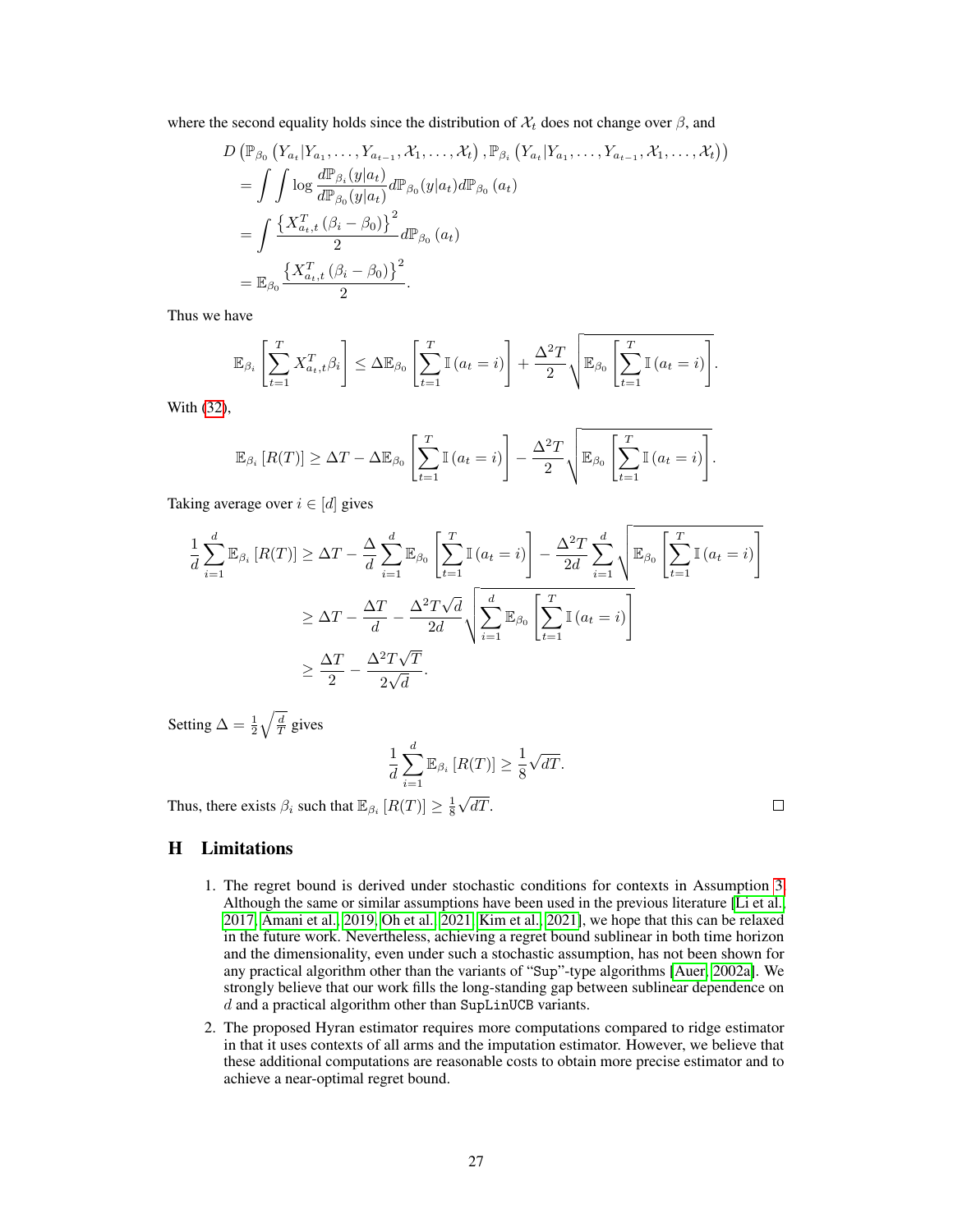where the second equality holds since the distribution of $\mathcal{X}_t$ does not change over $\beta$, and

$$
\begin{aligned}
&D\left(\mathbb{P}_{\beta_0}\left(Y_{a_t}|Y_{a_1},\ldots,Y_{a_{t-1}},\mathcal{X}_1,\ldots,\mathcal{X}_t\right),\mathbb{P}_{\beta_i}\left(Y_{a_t}|Y_{a_1},\ldots,Y_{a_{t-1}},\mathcal{X}_1,\ldots,\mathcal{X}_t\right)\right) \\
&= \int\int \log\frac{d\mathbb{P}_{\beta_i}(y|a_t)}{d\mathbb{P}_{\beta_0}(y|a_t)} d\mathbb{P}_{\beta_0}(y|a_t) d\mathbb{P}_{\beta_0}(a_t) \\
&= \int \frac{\left\{X_{a_t,t}^T(\beta_i-\beta_0)\right\}^2}{2} d\mathbb{P}_{\beta_0}(a_t) \\
&= \mathbb{E}_{\beta_0}\frac{\left\{X_{a_t,t}^T(\beta_i-\beta_0)\right\}^2}{2}.
\end{aligned}
$$

Thus we have

$$
\mathbb{E}_{\beta_i}\left[\sum_{t=1}^T X_{a_t,t}^T\beta_i\right] \leq \Delta\mathbb{E}_{\beta_0}\left[\sum_{t=1}^T \mathbb{I}(a_t=i)\right] + \frac{\Delta^2 T}{2}\sqrt{\mathbb{E}_{\beta_0}\left[\sum_{t=1}^T \mathbb{I}(a_t=i)\right]}.
$$

With (32),

$$
\mathbb{E}_{\beta_i}[R(T)] \geq \Delta T - \Delta\mathbb{E}_{\beta_0}\left[\sum_{t=1}^T \mathbb{I}(a_t=i)\right] - \frac{\Delta^2 T}{2}\sqrt{\mathbb{E}_{\beta_0}\left[\sum_{t=1}^T \mathbb{I}(a_t=i)\right]}.
$$

Taking average over $i\in[d]$ gives

$$
\begin{aligned}
\frac{1}{d}\sum_{i=1}^d \mathbb{E}_{\beta_i}[R(T)] &\geq \Delta T - \frac{\Delta}{d}\sum_{i=1}^d \mathbb{E}_{\beta_0}\left[\sum_{t=1}^T \mathbb{I}(a_t=i)\right] - \frac{\Delta^2 T}{2d}\sum_{i=1}^d\sqrt{\mathbb{E}_{\beta_0}\left[\sum_{t=1}^T \mathbb{I}(a_t=i)\right]} \\
&\geq \Delta T - \frac{\Delta T}{d} - \frac{\Delta^2 T\sqrt{d}}{2d}\sqrt{\sum_{i=1}^d \mathbb{E}_{\beta_0}\left[\sum_{t=1}^T \mathbb{I}(a_t=i)\right]} \\
&\geq \frac{\Delta T}{2} - \frac{\Delta^2 T\sqrt{T}}{2\sqrt{d}}.
\end{aligned}
$$

Setting $\Delta = \frac{1}{2}\sqrt{\frac{d}{T}}$ gives

$$
\frac{1}{d}\sum_{i=1}^d \mathbb{E}_{\beta_i}[R(T)] \geq \frac{1}{8}\sqrt{dT}.
$$

Thus, there exists $\beta_i$ such that $\mathbb{E}_{\beta_i}[R(T)] \geq \frac{1}{8}\sqrt{dT}$. □

# H Limitations

1. The regret bound is derived under stochastic conditions for contexts in Assumption 3. Although the same or similar assumptions have been used in the previous literature [Li et al., 2017, Amani et al., 2019, Oh et al., 2021, Kim et al., 2021], we hope that this can be relaxed in the future work. Nevertheless, achieving a regret bound sublinear in both time horizon and the dimensionality, even under such a stochastic assumption, has not been shown for any practical algorithm other than the variants of "Sup"-type algorithms [Auer, 2002a]. We strongly believe that our work fills the long-standing gap between sublinear dependence on $d$ and a practical algorithm other than `SupLinUCB` variants.
2. The proposed Hyran estimator requires more computations compared to ridge estimator in that it uses contexts of all arms and the imputation estimator. However, we believe that these additional computations are reasonable costs to obtain more precise estimator and to achieve a near-optimal regret bound.